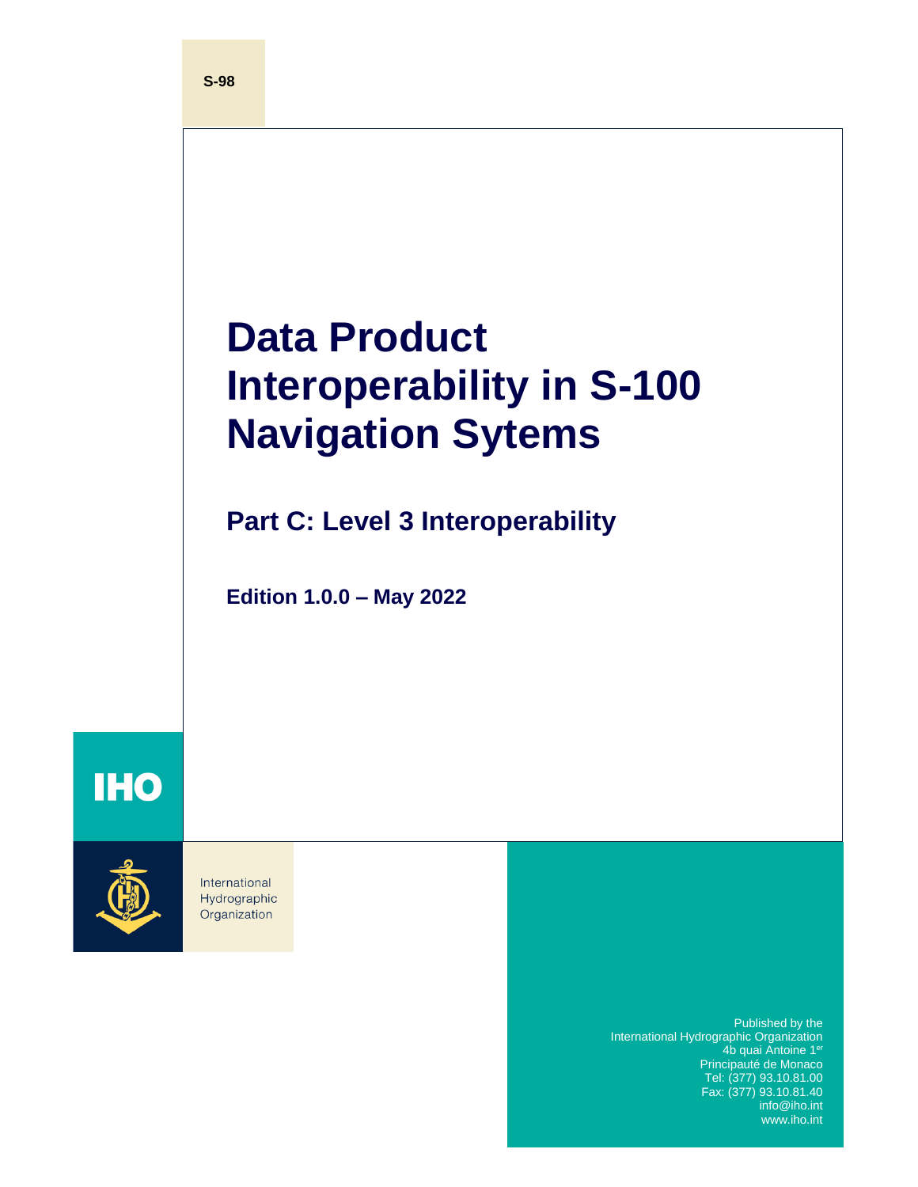S-98

# Data Product Interoperability in S-100 Navigation Sytems

## Part C: Level 3 Interoperability

**Edition 1.0.0 – May 2022**

IHO

International Hydrographic Organization

Published by the
International Hydrographic Organization
4b quai Antoine 1er
Principauté de Monaco
Tel: (377) 93.10.81.00
Fax: (377) 93.10.81.40
info@iho.int
www.iho.int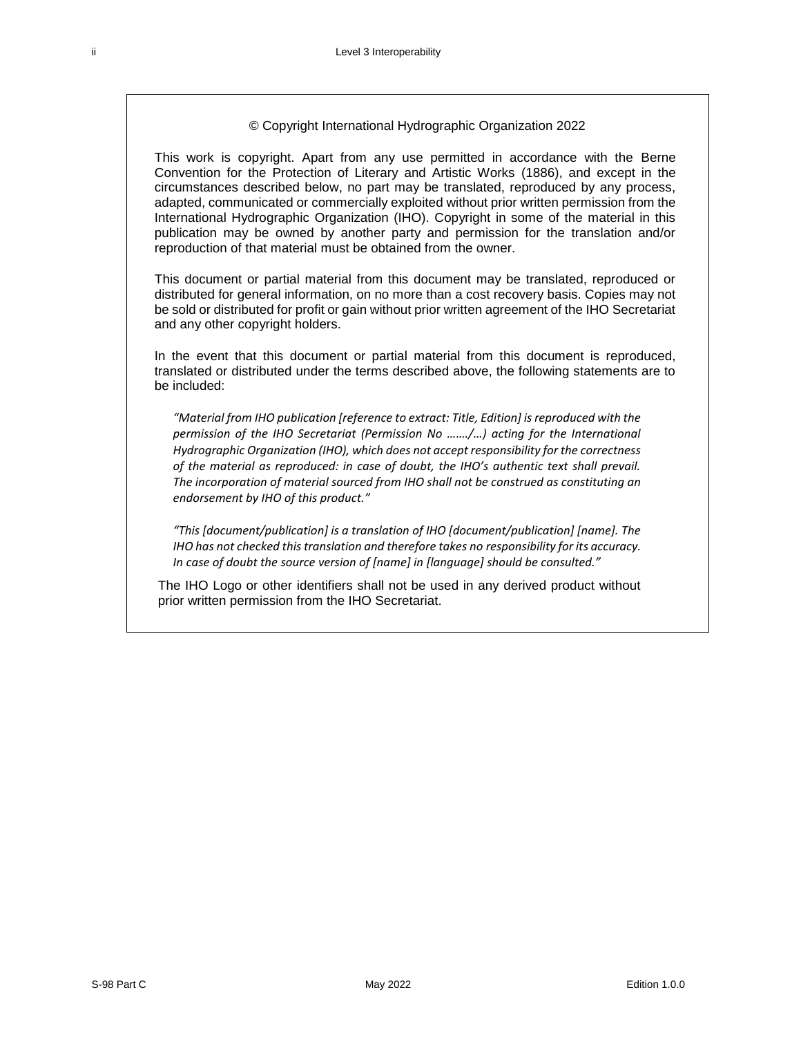© Copyright International Hydrographic Organization 2022

This work is copyright. Apart from any use permitted in accordance with the Berne Convention for the Protection of Literary and Artistic Works (1886), and except in the circumstances described below, no part may be translated, reproduced by any process, adapted, communicated or commercially exploited without prior written permission from the International Hydrographic Organization (IHO). Copyright in some of the material in this publication may be owned by another party and permission for the translation and/or reproduction of that material must be obtained from the owner.

This document or partial material from this document may be translated, reproduced or distributed for general information, on no more than a cost recovery basis. Copies may not be sold or distributed for profit or gain without prior written agreement of the IHO Secretariat and any other copyright holders.

In the event that this document or partial material from this document is reproduced, translated or distributed under the terms described above, the following statements are to be included:

> *"Material from IHO publication [reference to extract: Title, Edition] is reproduced with the permission of the IHO Secretariat (Permission No ……./…) acting for the International Hydrographic Organization (IHO), which does not accept responsibility for the correctness of the material as reproduced: in case of doubt, the IHO's authentic text shall prevail. The incorporation of material sourced from IHO shall not be construed as constituting an endorsement by IHO of this product."*

> *"This [document/publication] is a translation of IHO [document/publication] [name]. The IHO has not checked this translation and therefore takes no responsibility for its accuracy. In case of doubt the source version of [name] in [language] should be consulted."*

The IHO Logo or other identifiers shall not be used in any derived product without prior written permission from the IHO Secretariat.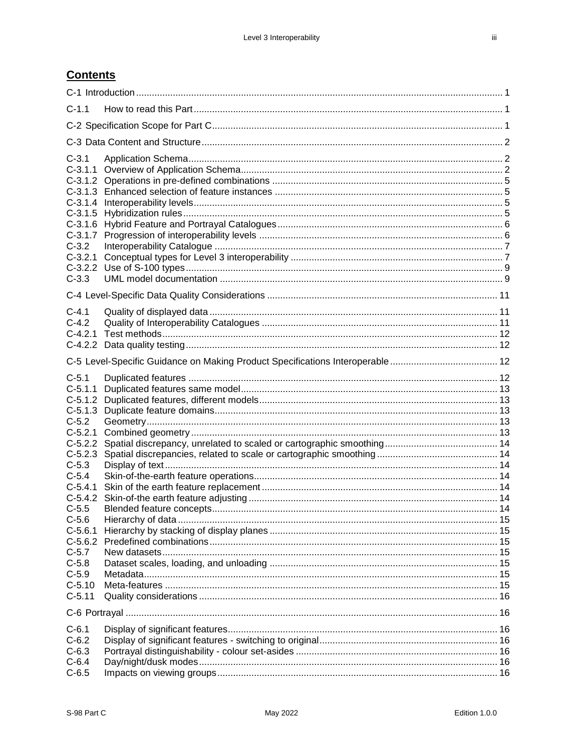## Contents

C-1 Introduction ..... 1

C-1.1 How to read this Part ..... 1

C-2 Specification Scope for Part C ..... 1

C-3 Data Content and Structure ..... 2

C-3.1 Application Schema ..... 2
C-3.1.1 Overview of Application Schema ..... 2
C-3.1.2 Operations in pre-defined combinations ..... 5
C-3.1.3 Enhanced selection of feature instances ..... 5
C-3.1.4 Interoperability levels ..... 5
C-3.1.5 Hybridization rules ..... 5
C-3.1.6 Hybrid Feature and Portrayal Catalogues ..... 6
C-3.1.7 Progression of interoperability levels ..... 6
C-3.2 Interoperability Catalogue ..... 7
C-3.2.1 Conceptual types for Level 3 interoperability ..... 7
C-3.2.2 Use of S-100 types ..... 9
C-3.3 UML model documentation ..... 9

C-4 Level-Specific Data Quality Considerations ..... 11

C-4.1 Quality of displayed data ..... 11
C-4.2 Quality of Interoperability Catalogues ..... 11
C-4.2.1 Test methods ..... 12
C-4.2.2 Data quality testing ..... 12

C-5 Level-Specific Guidance on Making Product Specifications Interoperable ..... 12

C-5.1 Duplicated features ..... 12
C-5.1.1 Duplicated features same model ..... 13
C-5.1.2 Duplicated features, different models ..... 13
C-5.1.3 Duplicate feature domains ..... 13
C-5.2 Geometry ..... 13
C-5.2.1 Combined geometry ..... 13
C-5.2.2 Spatial discrepancy, unrelated to scaled or cartographic smoothing ..... 14
C-5.2.3 Spatial discrepancies, related to scale or cartographic smoothing ..... 14
C-5.3 Display of text ..... 14
C-5.4 Skin-of-the-earth feature operations ..... 14
C-5.4.1 Skin of the earth feature replacement ..... 14
C-5.4.2 Skin-of-the earth feature adjusting ..... 14
C-5.5 Blended feature concepts ..... 14
C-5.6 Hierarchy of data ..... 15
C-5.6.1 Hierarchy by stacking of display planes ..... 15
C-5.6.2 Predefined combinations ..... 15
C-5.7 New datasets ..... 15
C-5.8 Dataset scales, loading, and unloading ..... 15
C-5.9 Metadata ..... 15
C-5.10 Meta-features ..... 15
C-5.11 Quality considerations ..... 16

C-6 Portrayal ..... 16

C-6.1 Display of significant features ..... 16
C-6.2 Display of significant features - switching to original ..... 16
C-6.3 Portrayal distinguishability - colour set-asides ..... 16
C-6.4 Day/night/dusk modes ..... 16
C-6.5 Impacts on viewing groups ..... 16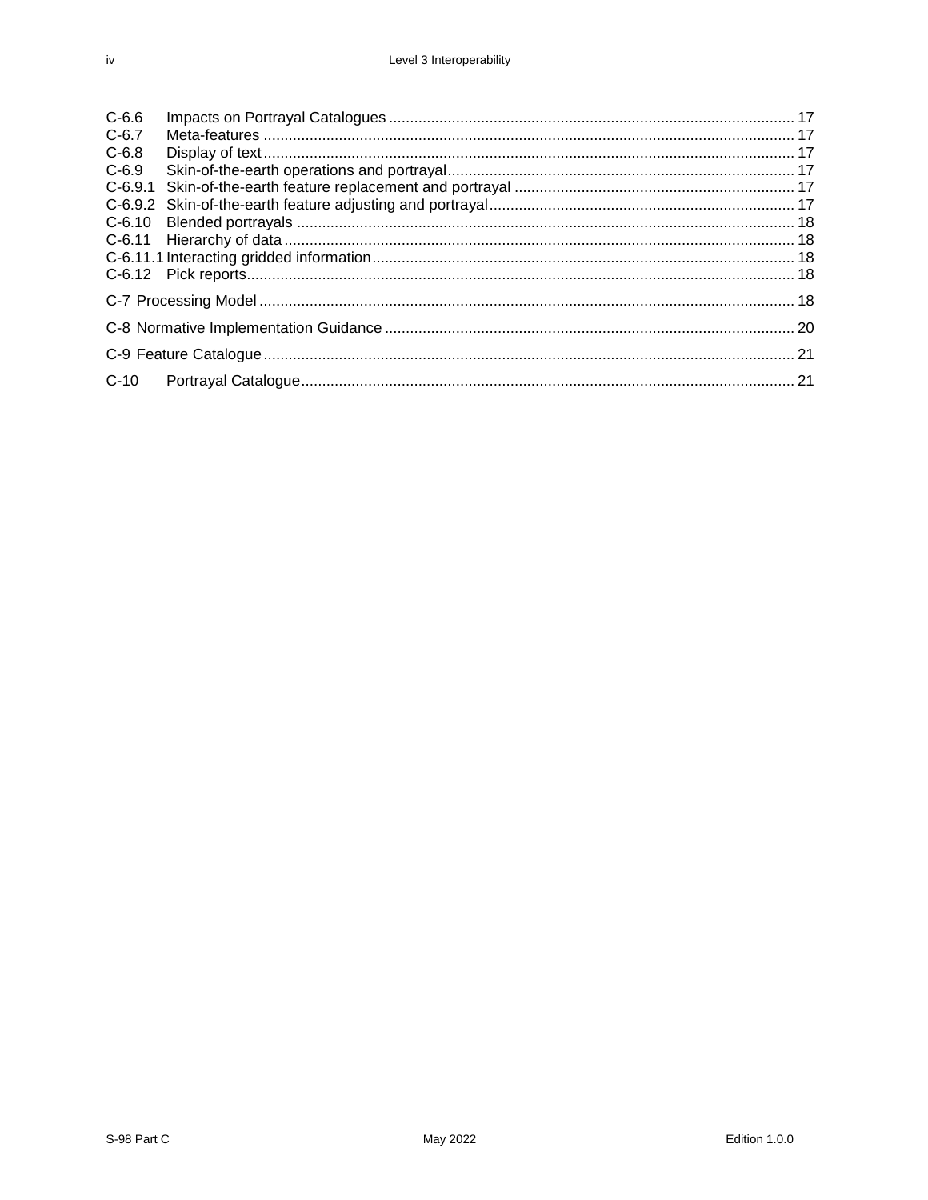C-6.6 Impacts on Portrayal Catalogues ................................................................................................ 17
C-6.7 Meta-features ............................................................................................................................. 17
C-6.8 Display of text ............................................................................................................................. 17
C-6.9 Skin-of-the-earth operations and portrayal .................................................................................. 17
C-6.9.1 Skin-of-the-earth feature replacement and portrayal .................................................................. 17
C-6.9.2 Skin-of-the-earth feature adjusting and portrayal ........................................................................ 17
C-6.10 Blended portrayals ..................................................................................................................... 18
C-6.11 Hierarchy of data ........................................................................................................................ 18
C-6.11.1 Interacting gridded information ................................................................................................... 18
C-6.12 Pick reports ................................................................................................................................. 18

C-7 Processing Model .............................................................................................................................. 18

C-8 Normative Implementation Guidance ................................................................................................. 20

C-9 Feature Catalogue ............................................................................................................................. 21

C-10 Portrayal Catalogue .................................................................................................................... 21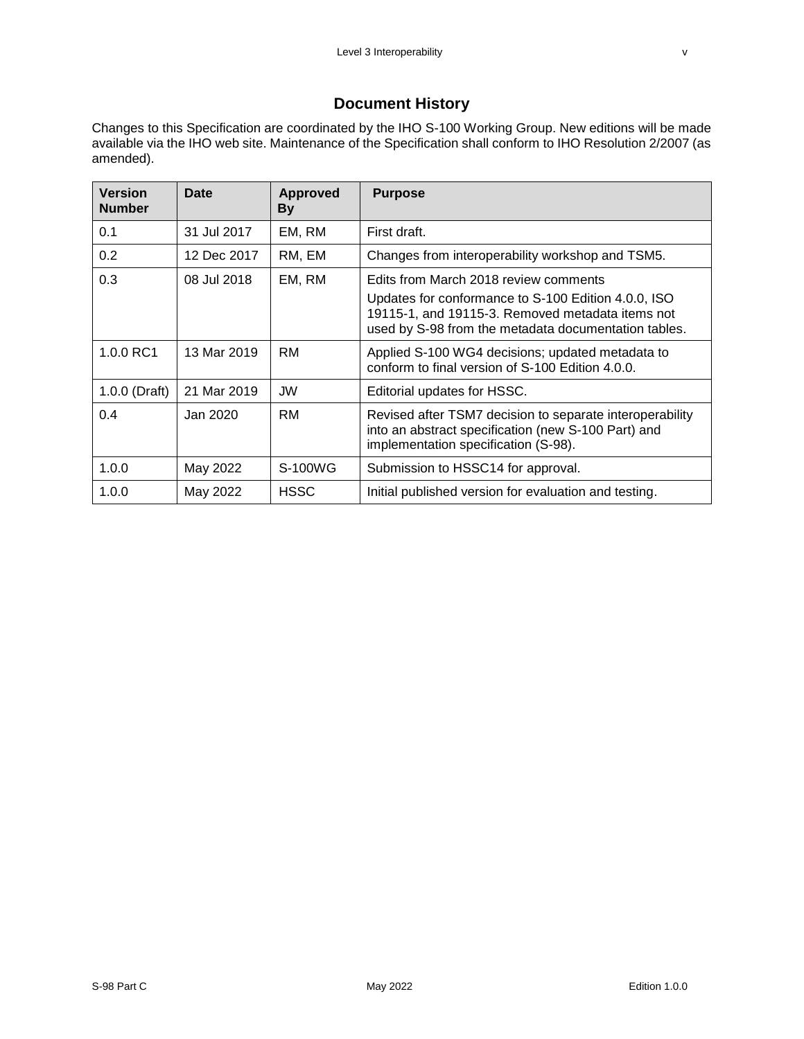# Document History

Changes to this Specification are coordinated by the IHO S-100 Working Group. New editions will be made available via the IHO web site. Maintenance of the Specification shall conform to IHO Resolution 2/2007 (as amended).

| Version Number | Date | Approved By | Purpose |
|---|---|---|---|
| 0.1 | 31 Jul 2017 | EM, RM | First draft. |
| 0.2 | 12 Dec 2017 | RM, EM | Changes from interoperability workshop and TSM5. |
| 0.3 | 08 Jul 2018 | EM, RM | Edits from March 2018 review comments<br>Updates for conformance to S-100 Edition 4.0.0, ISO 19115-1, and 19115-3. Removed metadata items not used by S-98 from the metadata documentation tables. |
| 1.0.0 RC1 | 13 Mar 2019 | RM | Applied S-100 WG4 decisions; updated metadata to conform to final version of S-100 Edition 4.0.0. |
| 1.0.0 (Draft) | 21 Mar 2019 | JW | Editorial updates for HSSC. |
| 0.4 | Jan 2020 | RM | Revised after TSM7 decision to separate interoperability into an abstract specification (new S-100 Part) and implementation specification (S-98). |
| 1.0.0 | May 2022 | S-100WG | Submission to HSSC14 for approval. |
| 1.0.0 | May 2022 | HSSC | Initial published version for evaluation and testing. |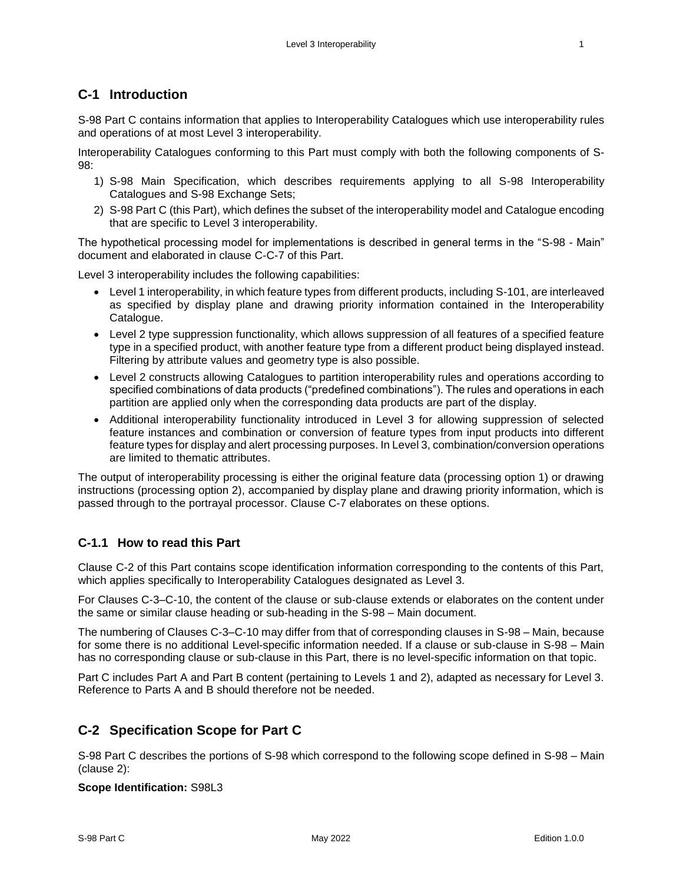# C-1 Introduction

S-98 Part C contains information that applies to Interoperability Catalogues which use interoperability rules and operations of at most Level 3 interoperability.

Interoperability Catalogues conforming to this Part must comply with both the following components of S-98:

1) S-98 Main Specification, which describes requirements applying to all S-98 Interoperability Catalogues and S-98 Exchange Sets;
2) S-98 Part C (this Part), which defines the subset of the interoperability model and Catalogue encoding that are specific to Level 3 interoperability.

The hypothetical processing model for implementations is described in general terms in the "S-98 - Main" document and elaborated in clause C-C-7 of this Part.

Level 3 interoperability includes the following capabilities:

- Level 1 interoperability, in which feature types from different products, including S-101, are interleaved as specified by display plane and drawing priority information contained in the Interoperability Catalogue.
- Level 2 type suppression functionality, which allows suppression of all features of a specified feature type in a specified product, with another feature type from a different product being displayed instead. Filtering by attribute values and geometry type is also possible.
- Level 2 constructs allowing Catalogues to partition interoperability rules and operations according to specified combinations of data products ("predefined combinations"). The rules and operations in each partition are applied only when the corresponding data products are part of the display.
- Additional interoperability functionality introduced in Level 3 for allowing suppression of selected feature instances and combination or conversion of feature types from input products into different feature types for display and alert processing purposes. In Level 3, combination/conversion operations are limited to thematic attributes.

The output of interoperability processing is either the original feature data (processing option 1) or drawing instructions (processing option 2), accompanied by display plane and drawing priority information, which is passed through to the portrayal processor. Clause C-7 elaborates on these options.

## C-1.1 How to read this Part

Clause C-2 of this Part contains scope identification information corresponding to the contents of this Part, which applies specifically to Interoperability Catalogues designated as Level 3.

For Clauses C-3–C-10, the content of the clause or sub-clause extends or elaborates on the content under the same or similar clause heading or sub-heading in the S-98 – Main document.

The numbering of Clauses C-3–C-10 may differ from that of corresponding clauses in S-98 – Main, because for some there is no additional Level-specific information needed. If a clause or sub-clause in S-98 – Main has no corresponding clause or sub-clause in this Part, there is no level-specific information on that topic.

Part C includes Part A and Part B content (pertaining to Levels 1 and 2), adapted as necessary for Level 3. Reference to Parts A and B should therefore not be needed.

# C-2 Specification Scope for Part C

S-98 Part C describes the portions of S-98 which correspond to the following scope defined in S-98 – Main (clause 2):

**Scope Identification:** S98L3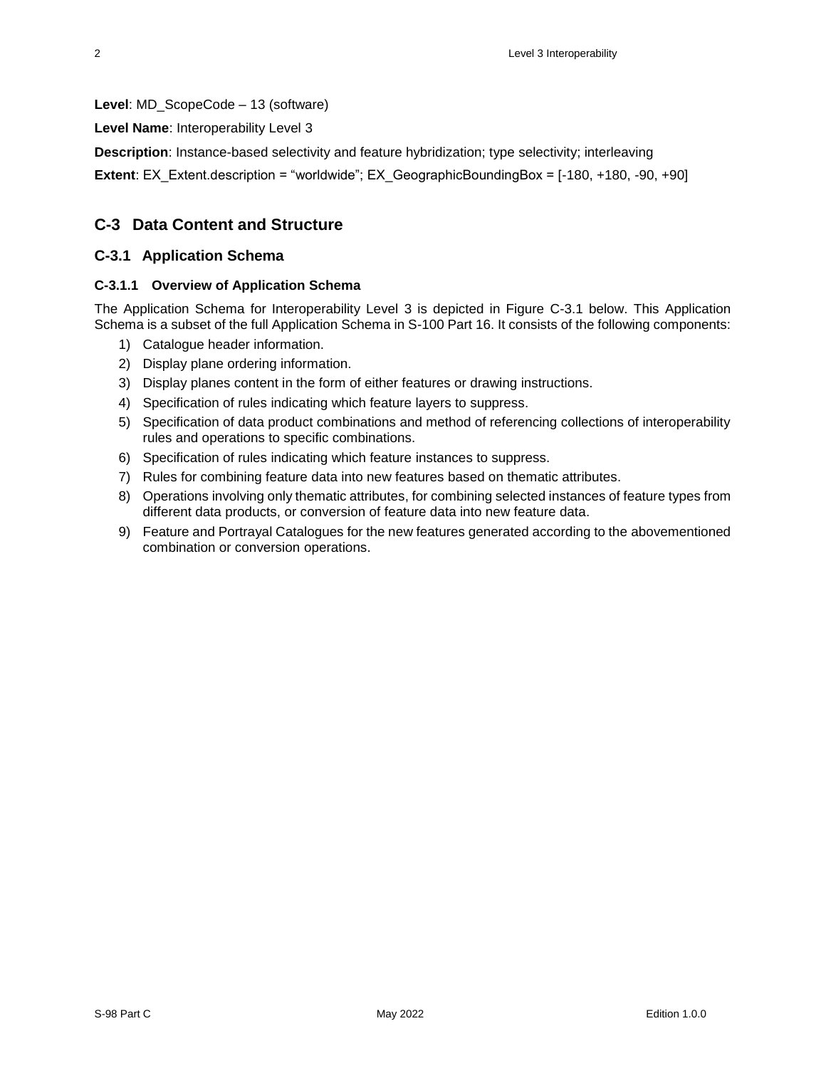**Level**: MD_ScopeCode – 13 (software)

**Level Name**: Interoperability Level 3

**Description**: Instance-based selectivity and feature hybridization; type selectivity; interleaving

**Extent**: EX_Extent.description = "worldwide"; EX_GeographicBoundingBox = [-180, +180, -90, +90]

## C-3 Data Content and Structure

### C-3.1 Application Schema

#### C-3.1.1 Overview of Application Schema

The Application Schema for Interoperability Level 3 is depicted in Figure C-3.1 below. This Application Schema is a subset of the full Application Schema in S-100 Part 16. It consists of the following components:

1) Catalogue header information.
2) Display plane ordering information.
3) Display planes content in the form of either features or drawing instructions.
4) Specification of rules indicating which feature layers to suppress.
5) Specification of data product combinations and method of referencing collections of interoperability rules and operations to specific combinations.
6) Specification of rules indicating which feature instances to suppress.
7) Rules for combining feature data into new features based on thematic attributes.
8) Operations involving only thematic attributes, for combining selected instances of feature types from different data products, or conversion of feature data into new feature data.
9) Feature and Portrayal Catalogues for the new features generated according to the abovementioned combination or conversion operations.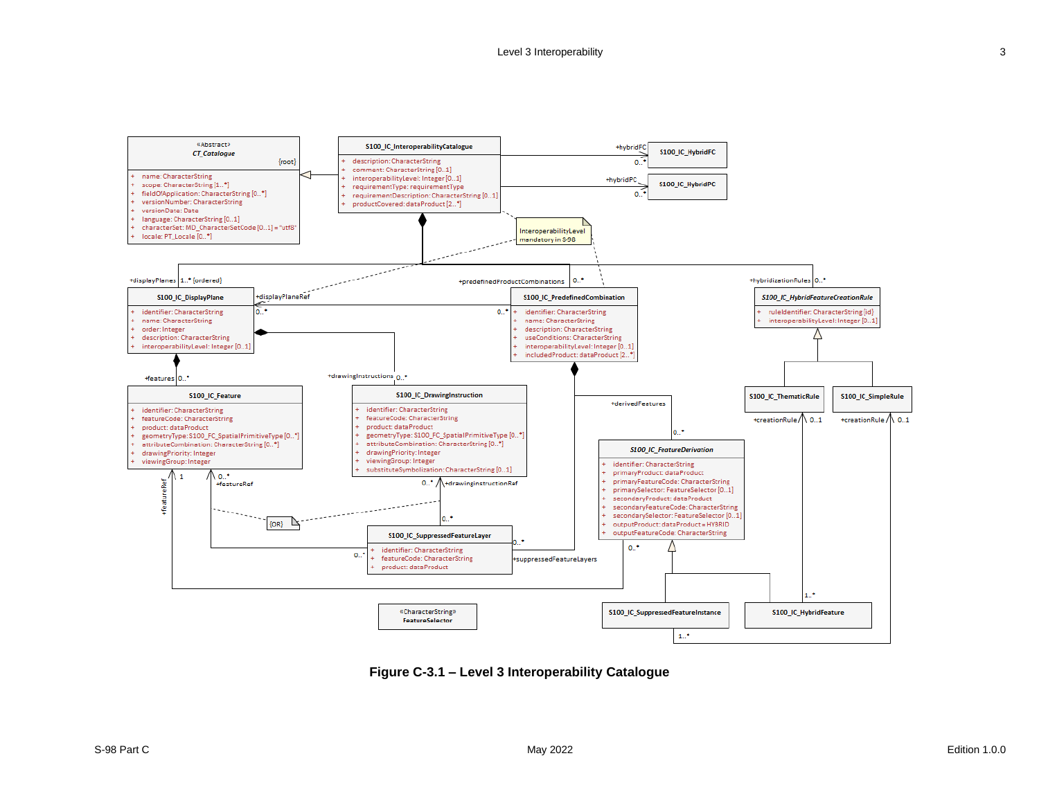Figure C-3.1 – Level 3 Interoperability Catalogue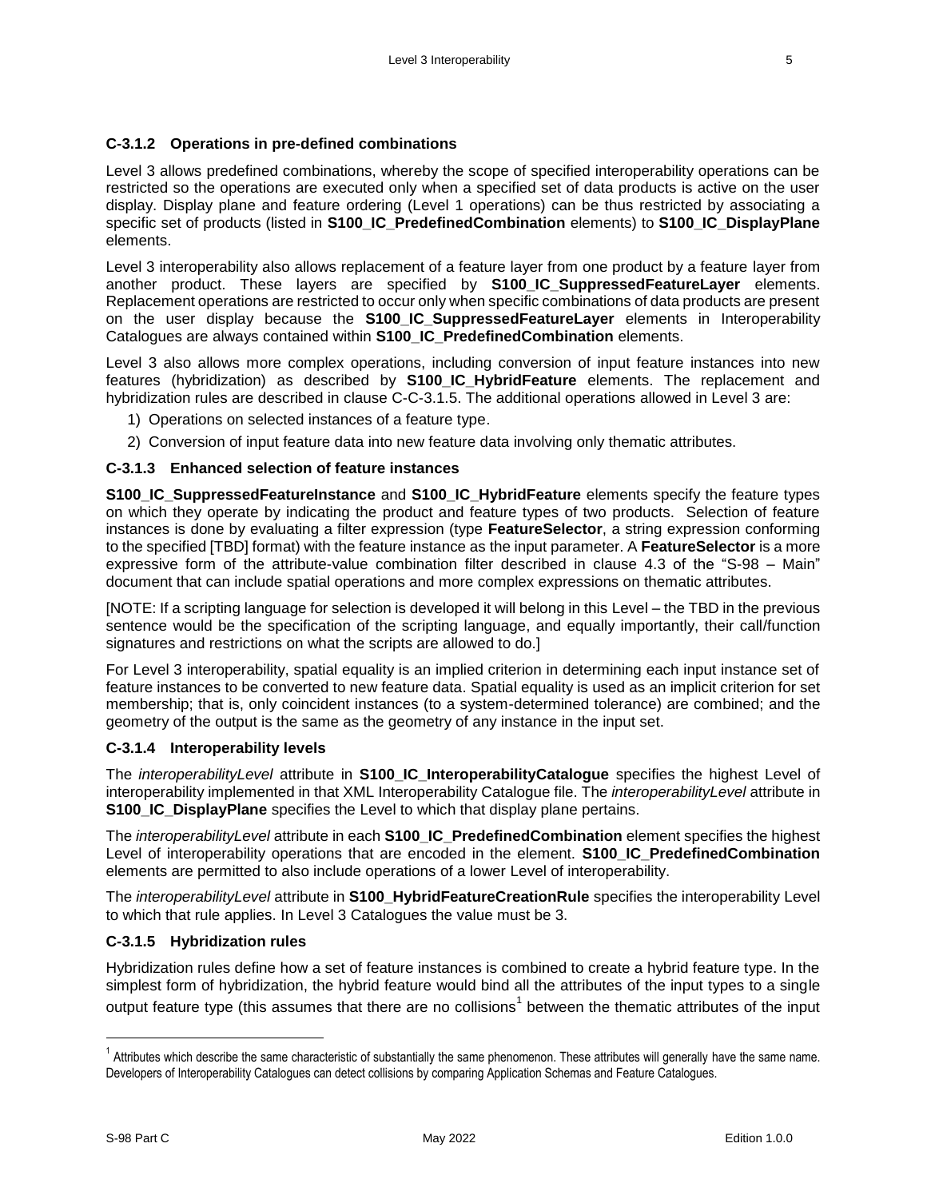### C-3.1.2 Operations in pre-defined combinations

Level 3 allows predefined combinations, whereby the scope of specified interoperability operations can be restricted so the operations are executed only when a specified set of data products is active on the user display. Display plane and feature ordering (Level 1 operations) can be thus restricted by associating a specific set of products (listed in **S100_IC_PredefinedCombination** elements) to **S100_IC_DisplayPlane** elements.

Level 3 interoperability also allows replacement of a feature layer from one product by a feature layer from another product. These layers are specified by **S100_IC_SuppressedFeatureLayer** elements. Replacement operations are restricted to occur only when specific combinations of data products are present on the user display because the **S100_IC_SuppressedFeatureLayer** elements in Interoperability Catalogues are always contained within **S100_IC_PredefinedCombination** elements.

Level 3 also allows more complex operations, including conversion of input feature instances into new features (hybridization) as described by **S100_IC_HybridFeature** elements. The replacement and hybridization rules are described in clause C-C-3.1.5. The additional operations allowed in Level 3 are:

1) Operations on selected instances of a feature type.
2) Conversion of input feature data into new feature data involving only thematic attributes.

### C-3.1.3 Enhanced selection of feature instances

**S100_IC_SuppressedFeatureInstance** and **S100_IC_HybridFeature** elements specify the feature types on which they operate by indicating the product and feature types of two products. Selection of feature instances is done by evaluating a filter expression (type **FeatureSelector**, a string expression conforming to the specified [TBD] format) with the feature instance as the input parameter. A **FeatureSelector** is a more expressive form of the attribute-value combination filter described in clause 4.3 of the "S-98 – Main" document that can include spatial operations and more complex expressions on thematic attributes.

[NOTE: If a scripting language for selection is developed it will belong in this Level – the TBD in the previous sentence would be the specification of the scripting language, and equally importantly, their call/function signatures and restrictions on what the scripts are allowed to do.]

For Level 3 interoperability, spatial equality is an implied criterion in determining each input instance set of feature instances to be converted to new feature data. Spatial equality is used as an implicit criterion for set membership; that is, only coincident instances (to a system-determined tolerance) are combined; and the geometry of the output is the same as the geometry of any instance in the input set.

### C-3.1.4 Interoperability levels

The *interoperabilityLevel* attribute in **S100_IC_InteroperabilityCatalogue** specifies the highest Level of interoperability implemented in that XML Interoperability Catalogue file. The *interoperabilityLevel* attribute in **S100_IC_DisplayPlane** specifies the Level to which that display plane pertains.

The *interoperabilityLevel* attribute in each **S100_IC_PredefinedCombination** element specifies the highest Level of interoperability operations that are encoded in the element. **S100_IC_PredefinedCombination** elements are permitted to also include operations of a lower Level of interoperability.

The *interoperabilityLevel* attribute in **S100_HybridFeatureCreationRule** specifies the interoperability Level to which that rule applies. In Level 3 Catalogues the value must be 3.

### C-3.1.5 Hybridization rules

Hybridization rules define how a set of feature instances is combined to create a hybrid feature type. In the simplest form of hybridization, the hybrid feature would bind all the attributes of the input types to a single output feature type (this assumes that there are no collisions[1] between the thematic attributes of the input

---

[1] Attributes which describe the same characteristic of substantially the same phenomenon. These attributes will generally have the same name. Developers of Interoperability Catalogues can detect collisions by comparing Application Schemas and Feature Catalogues.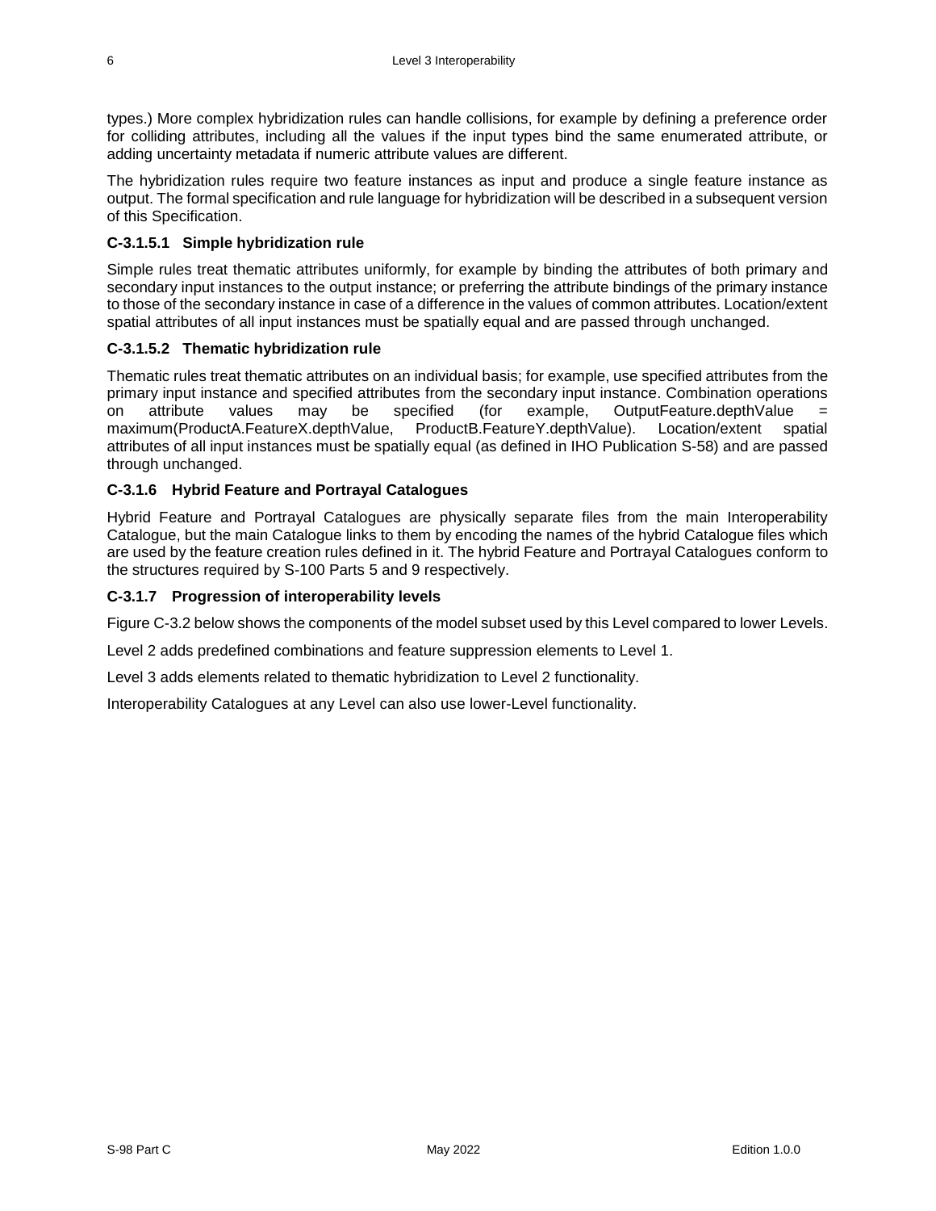types.) More complex hybridization rules can handle collisions, for example by defining a preference order for colliding attributes, including all the values if the input types bind the same enumerated attribute, or adding uncertainty metadata if numeric attribute values are different.

The hybridization rules require two feature instances as input and produce a single feature instance as output. The formal specification and rule language for hybridization will be described in a subsequent version of this Specification.

#### C-3.1.5.1 Simple hybridization rule

Simple rules treat thematic attributes uniformly, for example by binding the attributes of both primary and secondary input instances to the output instance; or preferring the attribute bindings of the primary instance to those of the secondary instance in case of a difference in the values of common attributes. Location/extent spatial attributes of all input instances must be spatially equal and are passed through unchanged.

#### C-3.1.5.2 Thematic hybridization rule

Thematic rules treat thematic attributes on an individual basis; for example, use specified attributes from the primary input instance and specified attributes from the secondary input instance. Combination operations on attribute values may be specified (for example, OutputFeature.depthValue = maximum(ProductA.FeatureX.depthValue, ProductB.FeatureY.depthValue). Location/extent spatial attributes of all input instances must be spatially equal (as defined in IHO Publication S-58) and are passed through unchanged.

### C-3.1.6 Hybrid Feature and Portrayal Catalogues

Hybrid Feature and Portrayal Catalogues are physically separate files from the main Interoperability Catalogue, but the main Catalogue links to them by encoding the names of the hybrid Catalogue files which are used by the feature creation rules defined in it. The hybrid Feature and Portrayal Catalogues conform to the structures required by S-100 Parts 5 and 9 respectively.

### C-3.1.7 Progression of interoperability levels

Figure C-3.2 below shows the components of the model subset used by this Level compared to lower Levels.

Level 2 adds predefined combinations and feature suppression elements to Level 1.

Level 3 adds elements related to thematic hybridization to Level 2 functionality.

Interoperability Catalogues at any Level can also use lower-Level functionality.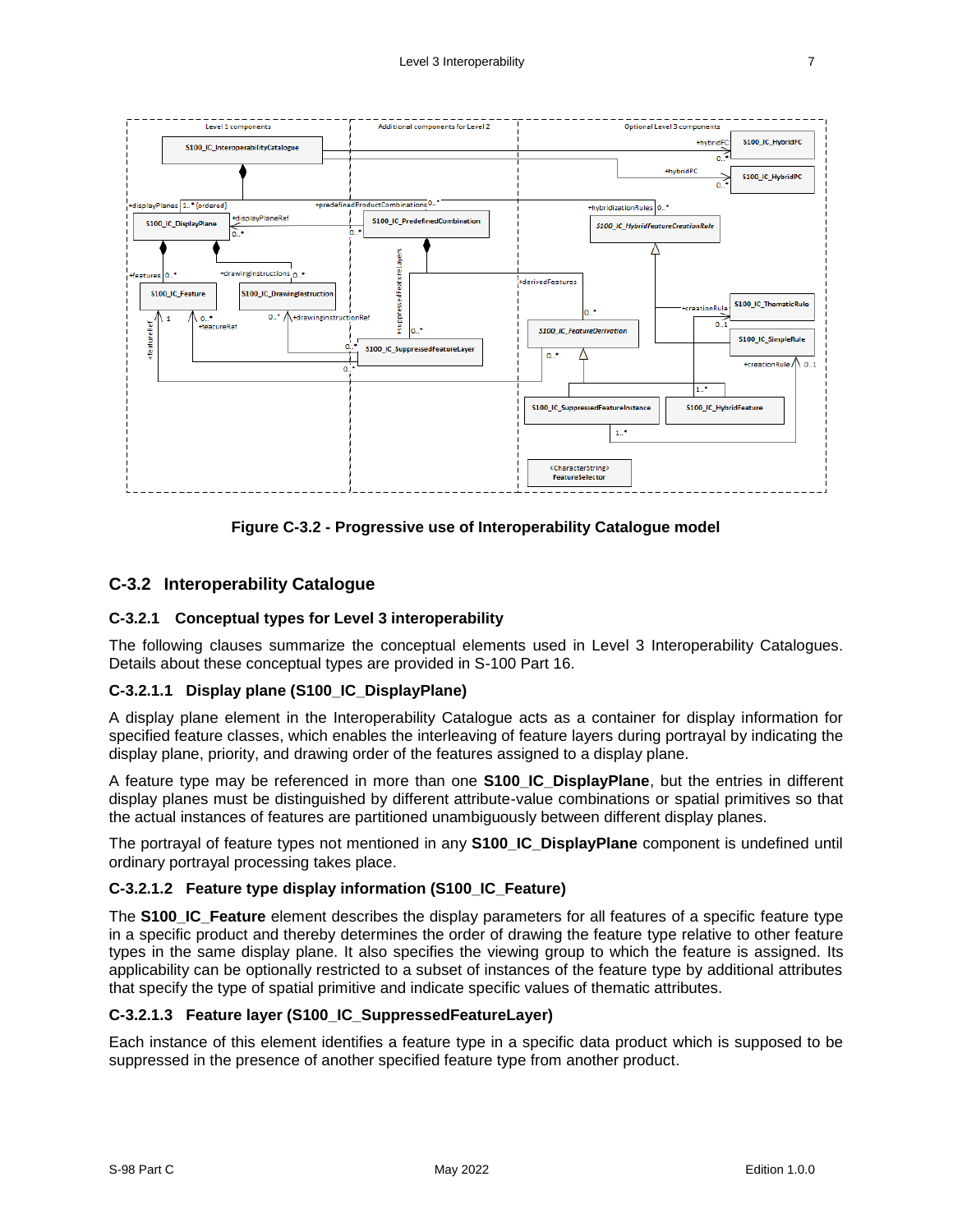Figure C-3.2 - Progressive use of Interoperability Catalogue model

## C-3.2 Interoperability Catalogue

### C-3.2.1 Conceptual types for Level 3 interoperability

The following clauses summarize the conceptual elements used in Level 3 Interoperability Catalogues. Details about these conceptual types are provided in S-100 Part 16.

#### C-3.2.1.1 Display plane (S100_IC_DisplayPlane)

A display plane element in the Interoperability Catalogue acts as a container for display information for specified feature classes, which enables the interleaving of feature layers during portrayal by indicating the display plane, priority, and drawing order of the features assigned to a display plane.

A feature type may be referenced in more than one **S100_IC_DisplayPlane**, but the entries in different display planes must be distinguished by different attribute-value combinations or spatial primitives so that the actual instances of features are partitioned unambiguously between different display planes.

The portrayal of feature types not mentioned in any **S100_IC_DisplayPlane** component is undefined until ordinary portrayal processing takes place.

#### C-3.2.1.2 Feature type display information (S100_IC_Feature)

The **S100_IC_Feature** element describes the display parameters for all features of a specific feature type in a specific product and thereby determines the order of drawing the feature type relative to other feature types in the same display plane. It also specifies the viewing group to which the feature is assigned. Its applicability can be optionally restricted to a subset of instances of the feature type by additional attributes that specify the type of spatial primitive and indicate specific values of thematic attributes.

#### C-3.2.1.3 Feature layer (S100_IC_SuppressedFeatureLayer)

Each instance of this element identifies a feature type in a specific data product which is supposed to be suppressed in the presence of another specified feature type from another product.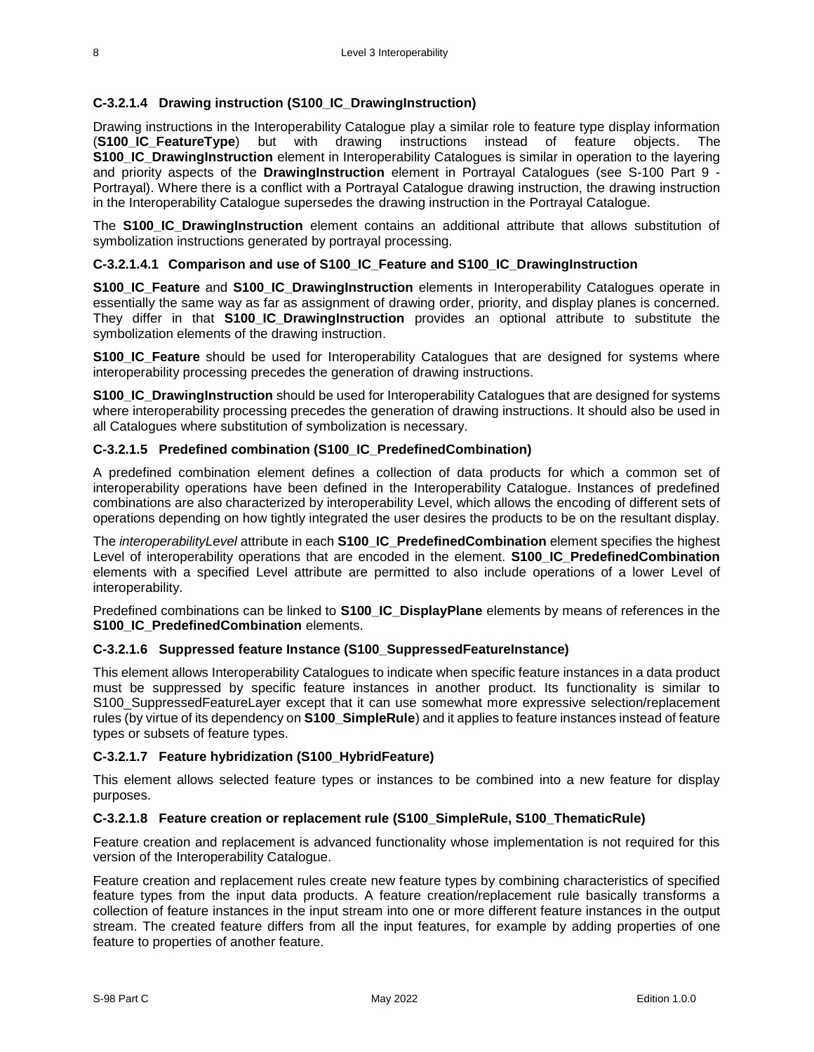#### C-3.2.1.4 Drawing instruction (S100_IC_DrawingInstruction)

Drawing instructions in the Interoperability Catalogue play a similar role to feature type display information (**S100_IC_FeatureType**) but with drawing instructions instead of feature objects. The **S100_IC_DrawingInstruction** element in Interoperability Catalogues is similar in operation to the layering and priority aspects of the **DrawingInstruction** element in Portrayal Catalogues (see S-100 Part 9 - Portrayal). Where there is a conflict with a Portrayal Catalogue drawing instruction, the drawing instruction in the Interoperability Catalogue supersedes the drawing instruction in the Portrayal Catalogue.

The **S100_IC_DrawingInstruction** element contains an additional attribute that allows substitution of symbolization instructions generated by portrayal processing.

##### C-3.2.1.4.1 Comparison and use of S100_IC_Feature and S100_IC_DrawingInstruction

**S100_IC_Feature** and **S100_IC_DrawingInstruction** elements in Interoperability Catalogues operate in essentially the same way as far as assignment of drawing order, priority, and display planes is concerned. They differ in that **S100_IC_DrawingInstruction** provides an optional attribute to substitute the symbolization elements of the drawing instruction.

**S100_IC_Feature** should be used for Interoperability Catalogues that are designed for systems where interoperability processing precedes the generation of drawing instructions.

**S100_IC_DrawingInstruction** should be used for Interoperability Catalogues that are designed for systems where interoperability processing precedes the generation of drawing instructions. It should also be used in all Catalogues where substitution of symbolization is necessary.

#### C-3.2.1.5 Predefined combination (S100_IC_PredefinedCombination)

A predefined combination element defines a collection of data products for which a common set of interoperability operations have been defined in the Interoperability Catalogue. Instances of predefined combinations are also characterized by interoperability Level, which allows the encoding of different sets of operations depending on how tightly integrated the user desires the products to be on the resultant display.

The *interoperabilityLevel* attribute in each **S100_IC_PredefinedCombination** element specifies the highest Level of interoperability operations that are encoded in the element. **S100_IC_PredefinedCombination** elements with a specified Level attribute are permitted to also include operations of a lower Level of interoperability.

Predefined combinations can be linked to **S100_IC_DisplayPlane** elements by means of references in the **S100_IC_PredefinedCombination** elements.

#### C-3.2.1.6 Suppressed feature Instance (S100_SuppressedFeatureInstance)

This element allows Interoperability Catalogues to indicate when specific feature instances in a data product must be suppressed by specific feature instances in another product. Its functionality is similar to S100_SuppressedFeatureLayer except that it can use somewhat more expressive selection/replacement rules (by virtue of its dependency on **S100_SimpleRule**) and it applies to feature instances instead of feature types or subsets of feature types.

#### C-3.2.1.7 Feature hybridization (S100_HybridFeature)

This element allows selected feature types or instances to be combined into a new feature for display purposes.

#### C-3.2.1.8 Feature creation or replacement rule (S100_SimpleRule, S100_ThematicRule)

Feature creation and replacement is advanced functionality whose implementation is not required for this version of the Interoperability Catalogue.

Feature creation and replacement rules create new feature types by combining characteristics of specified feature types from the input data products. A feature creation/replacement rule basically transforms a collection of feature instances in the input stream into one or more different feature instances in the output stream. The created feature differs from all the input features, for example by adding properties of one feature to properties of another feature.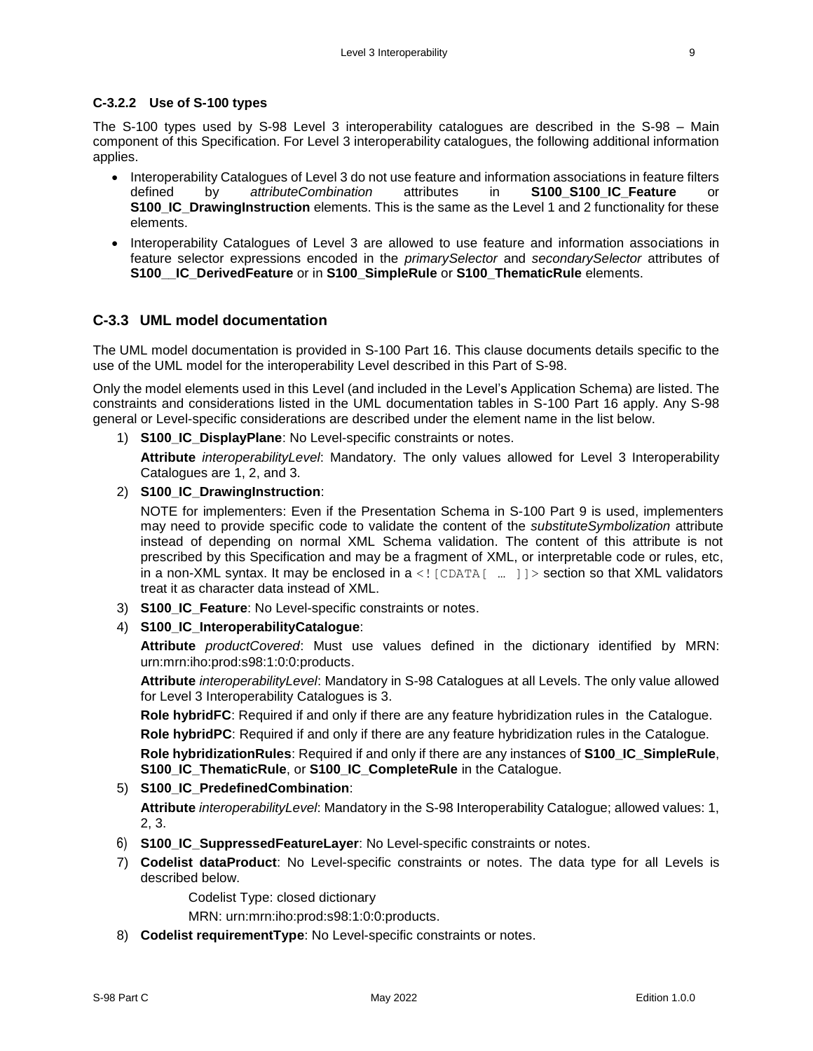### C-3.2.2 Use of S-100 types

The S-100 types used by S-98 Level 3 interoperability catalogues are described in the S-98 – Main component of this Specification. For Level 3 interoperability catalogues, the following additional information applies.

- Interoperability Catalogues of Level 3 do not use feature and information associations in feature filters defined by *attributeCombination* attributes in **S100_S100_IC_Feature** or **S100_IC_DrawingInstruction** elements. This is the same as the Level 1 and 2 functionality for these elements.
- Interoperability Catalogues of Level 3 are allowed to use feature and information associations in feature selector expressions encoded in the *primarySelector* and *secondarySelector* attributes of **S100__IC_DerivedFeature** or in **S100_SimpleRule** or **S100_ThematicRule** elements.

## C-3.3 UML model documentation

The UML model documentation is provided in S-100 Part 16. This clause documents details specific to the use of the UML model for the interoperability Level described in this Part of S-98.

Only the model elements used in this Level (and included in the Level's Application Schema) are listed. The constraints and considerations listed in the UML documentation tables in S-100 Part 16 apply. Any S-98 general or Level-specific considerations are described under the element name in the list below.

1) **S100_IC_DisplayPlane**: No Level-specific constraints or notes.

   **Attribute** *interoperabilityLevel*: Mandatory. The only values allowed for Level 3 Interoperability Catalogues are 1, 2, and 3.

2) **S100_IC_DrawingInstruction**:

   NOTE for implementers: Even if the Presentation Schema in S-100 Part 9 is used, implementers may need to provide specific code to validate the content of the *substituteSymbolization* attribute instead of depending on normal XML Schema validation. The content of this attribute is not prescribed by this Specification and may be a fragment of XML, or interpretable code or rules, etc, in a non-XML syntax. It may be enclosed in a `<![CDATA[ … ]]>` section so that XML validators treat it as character data instead of XML.

3) **S100_IC_Feature**: No Level-specific constraints or notes.

4) **S100_IC_InteroperabilityCatalogue**:

   **Attribute** *productCovered*: Must use values defined in the dictionary identified by MRN: urn:mrn:iho:prod:s98:1:0:0:products.

   **Attribute** *interoperabilityLevel*: Mandatory in S-98 Catalogues at all Levels. The only value allowed for Level 3 Interoperability Catalogues is 3.

   **Role hybridFC**: Required if and only if there are any feature hybridization rules in the Catalogue.

   **Role hybridPC**: Required if and only if there are any feature hybridization rules in the Catalogue.

   **Role hybridizationRules**: Required if and only if there are any instances of **S100_IC_SimpleRule**, **S100_IC_ThematicRule**, or **S100_IC_CompleteRule** in the Catalogue.

5) **S100_IC_PredefinedCombination**:

   **Attribute** *interoperabilityLevel*: Mandatory in the S-98 Interoperability Catalogue; allowed values: 1, 2, 3.

6) **S100_IC_SuppressedFeatureLayer**: No Level-specific constraints or notes.

7) **Codelist dataProduct**: No Level-specific constraints or notes. The data type for all Levels is described below.

   Codelist Type: closed dictionary

   MRN: urn:mrn:iho:prod:s98:1:0:0:products.

8) **Codelist requirementType**: No Level-specific constraints or notes.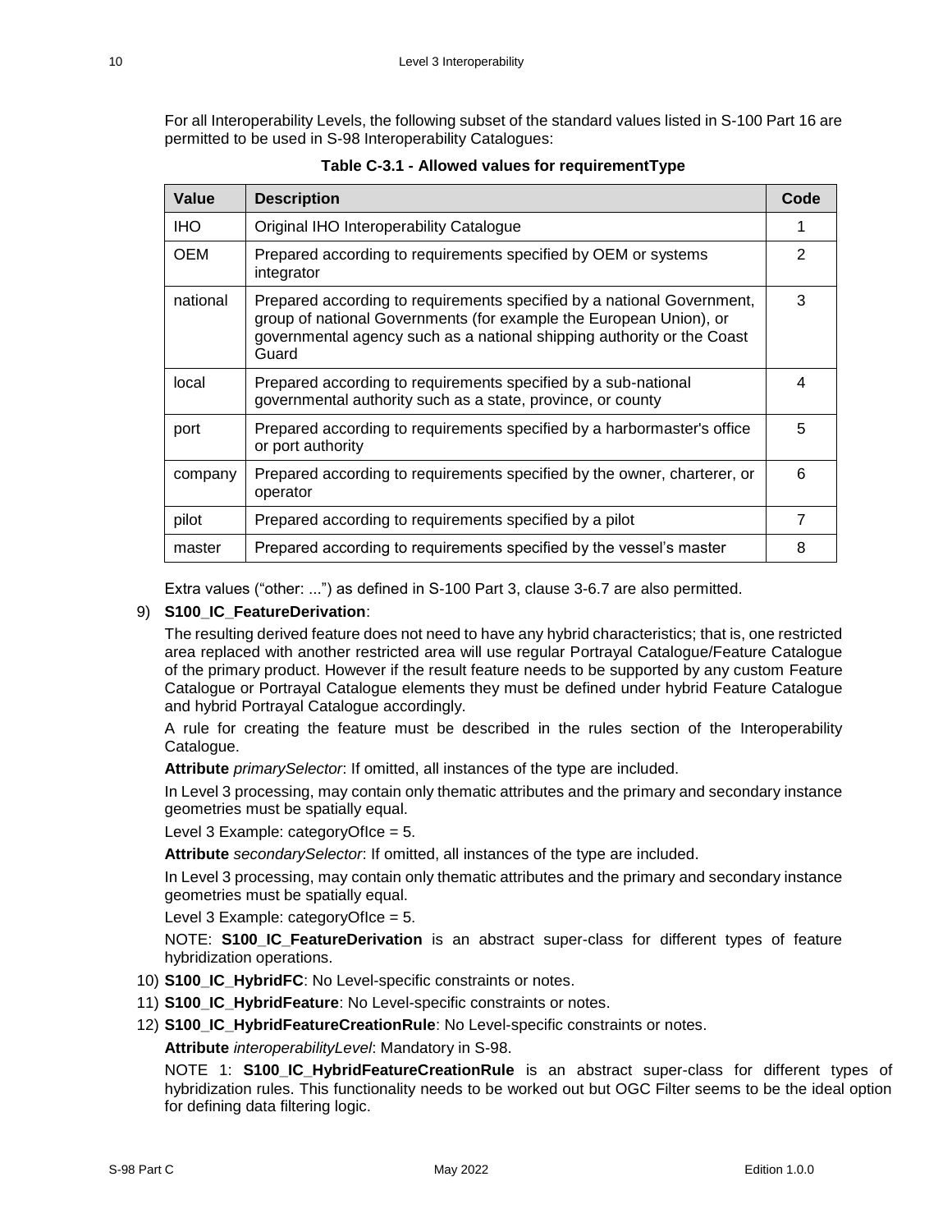For all Interoperability Levels, the following subset of the standard values listed in S-100 Part 16 are permitted to be used in S-98 Interoperability Catalogues:

**Table C-3.1 - Allowed values for requirementType**

| Value | Description | Code |
|---|---|---|
| IHO | Original IHO Interoperability Catalogue | 1 |
| OEM | Prepared according to requirements specified by OEM or systems integrator | 2 |
| national | Prepared according to requirements specified by a national Government, group of national Governments (for example the European Union), or governmental agency such as a national shipping authority or the Coast Guard | 3 |
| local | Prepared according to requirements specified by a sub-national governmental authority such as a state, province, or county | 4 |
| port | Prepared according to requirements specified by a harbormaster's office or port authority | 5 |
| company | Prepared according to requirements specified by the owner, charterer, or operator | 6 |
| pilot | Prepared according to requirements specified by a pilot | 7 |
| master | Prepared according to requirements specified by the vessel's master | 8 |

Extra values ("other: ...") as defined in S-100 Part 3, clause 3-6.7 are also permitted.

9) **S100_IC_FeatureDerivation**:

The resulting derived feature does not need to have any hybrid characteristics; that is, one restricted area replaced with another restricted area will use regular Portrayal Catalogue/Feature Catalogue of the primary product. However if the result feature needs to be supported by any custom Feature Catalogue or Portrayal Catalogue elements they must be defined under hybrid Feature Catalogue and hybrid Portrayal Catalogue accordingly.

A rule for creating the feature must be described in the rules section of the Interoperability Catalogue.

**Attribute** *primarySelector*: If omitted, all instances of the type are included.

In Level 3 processing, may contain only thematic attributes and the primary and secondary instance geometries must be spatially equal.

Level 3 Example: categoryOfIce = 5.

**Attribute** *secondarySelector*: If omitted, all instances of the type are included.

In Level 3 processing, may contain only thematic attributes and the primary and secondary instance geometries must be spatially equal.

Level 3 Example: categoryOfIce = 5.

NOTE: **S100_IC_FeatureDerivation** is an abstract super-class for different types of feature hybridization operations.

10) **S100_IC_HybridFC**: No Level-specific constraints or notes.

11) **S100_IC_HybridFeature**: No Level-specific constraints or notes.

12) **S100_IC_HybridFeatureCreationRule**: No Level-specific constraints or notes.

**Attribute** *interoperabilityLevel*: Mandatory in S-98.

NOTE 1: **S100_IC_HybridFeatureCreationRule** is an abstract super-class for different types of hybridization rules. This functionality needs to be worked out but OGC Filter seems to be the ideal option for defining data filtering logic.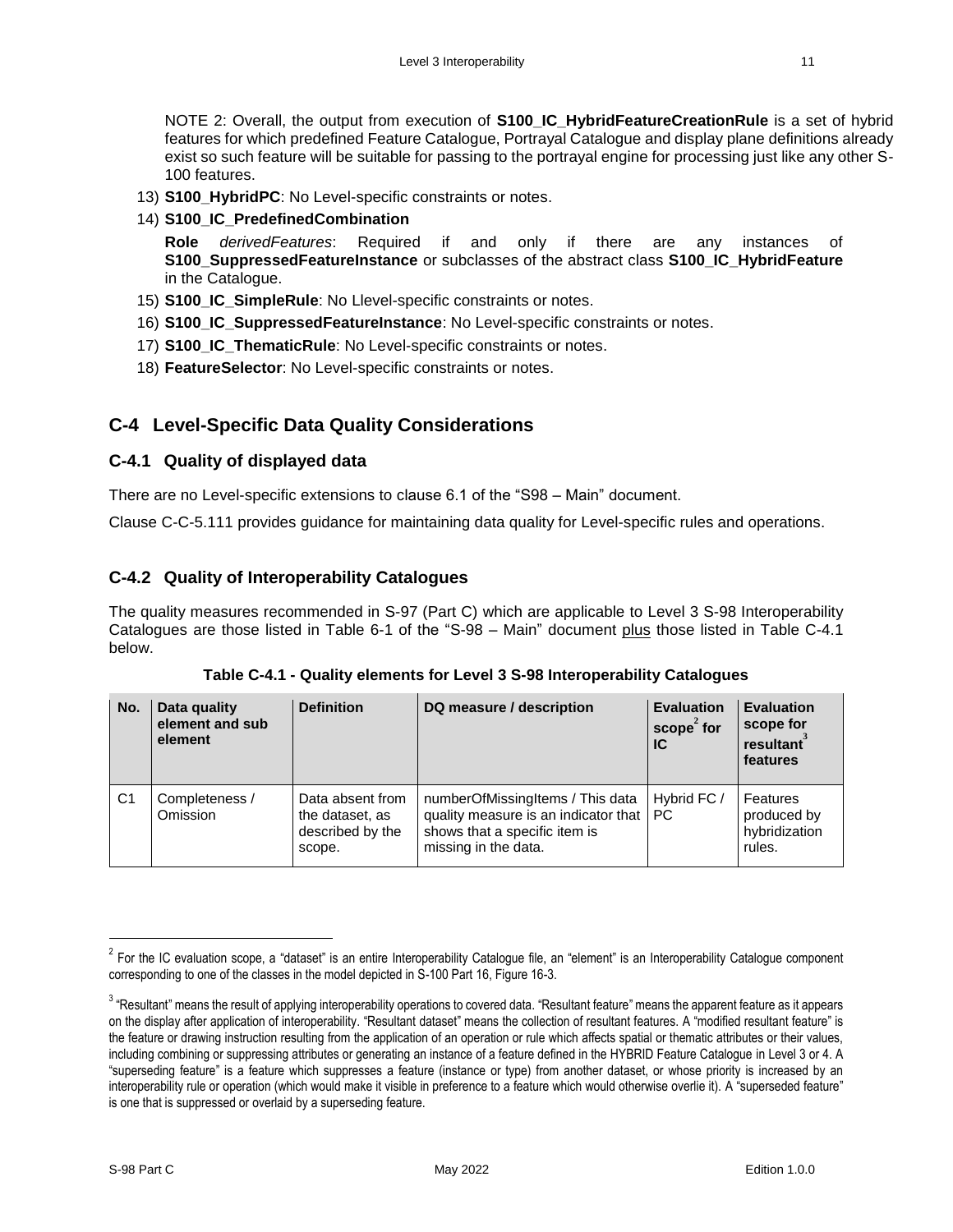NOTE 2: Overall, the output from execution of **S100_IC_HybridFeatureCreationRule** is a set of hybrid features for which predefined Feature Catalogue, Portrayal Catalogue and display plane definitions already exist so such feature will be suitable for passing to the portrayal engine for processing just like any other S-100 features.

13) **S100_HybridPC**: No Level-specific constraints or notes.
14) **S100_IC_PredefinedCombination**

    **Role** *derivedFeatures*: Required if and only if there are any instances of **S100_SuppressedFeatureInstance** or subclasses of the abstract class **S100_IC_HybridFeature** in the Catalogue.
15) **S100_IC_SimpleRule**: No Llevel-specific constraints or notes.
16) **S100_IC_SuppressedFeatureInstance**: No Level-specific constraints or notes.
17) **S100_IC_ThematicRule**: No Level-specific constraints or notes.
18) **FeatureSelector**: No Level-specific constraints or notes.

## C-4 Level-Specific Data Quality Considerations

### C-4.1 Quality of displayed data

There are no Level-specific extensions to clause 6.1 of the "S98 – Main" document.

Clause C-C-5.111 provides guidance for maintaining data quality for Level-specific rules and operations.

### C-4.2 Quality of Interoperability Catalogues

The quality measures recommended in S-97 (Part C) which are applicable to Level 3 S-98 Interoperability Catalogues are those listed in Table 6-1 of the "S-98 – Main" document plus those listed in Table C-4.1 below.

**Table C-4.1 - Quality elements for Level 3 S-98 Interoperability Catalogues**

| No. | Data quality element and sub element | Definition | DQ measure / description | Evaluation scope[2] for IC | Evaluation scope for resultant[3] features |
|---|---|---|---|---|---|
| C1 | Completeness / Omission | Data absent from the dataset, as described by the scope. | numberOfMissingItems / This data quality measure is an indicator that shows that a specific item is missing in the data. | Hybrid FC / PC | Features produced by hybridization rules. |

[2] For the IC evaluation scope, a "dataset" is an entire Interoperability Catalogue file, an "element" is an Interoperability Catalogue component corresponding to one of the classes in the model depicted in S-100 Part 16, Figure 16-3.

[3] "Resultant" means the result of applying interoperability operations to covered data. "Resultant feature" means the apparent feature as it appears on the display after application of interoperability. "Resultant dataset" means the collection of resultant features. A "modified resultant feature" is the feature or drawing instruction resulting from the application of an operation or rule which affects spatial or thematic attributes or their values, including combining or suppressing attributes or generating an instance of a feature defined in the HYBRID Feature Catalogue in Level 3 or 4. A "superseding feature" is a feature which suppresses a feature (instance or type) from another dataset, or whose priority is increased by an interoperability rule or operation (which would make it visible in preference to a feature which would otherwise overlie it). A "superseded feature" is one that is suppressed or overlaid by a superseding feature.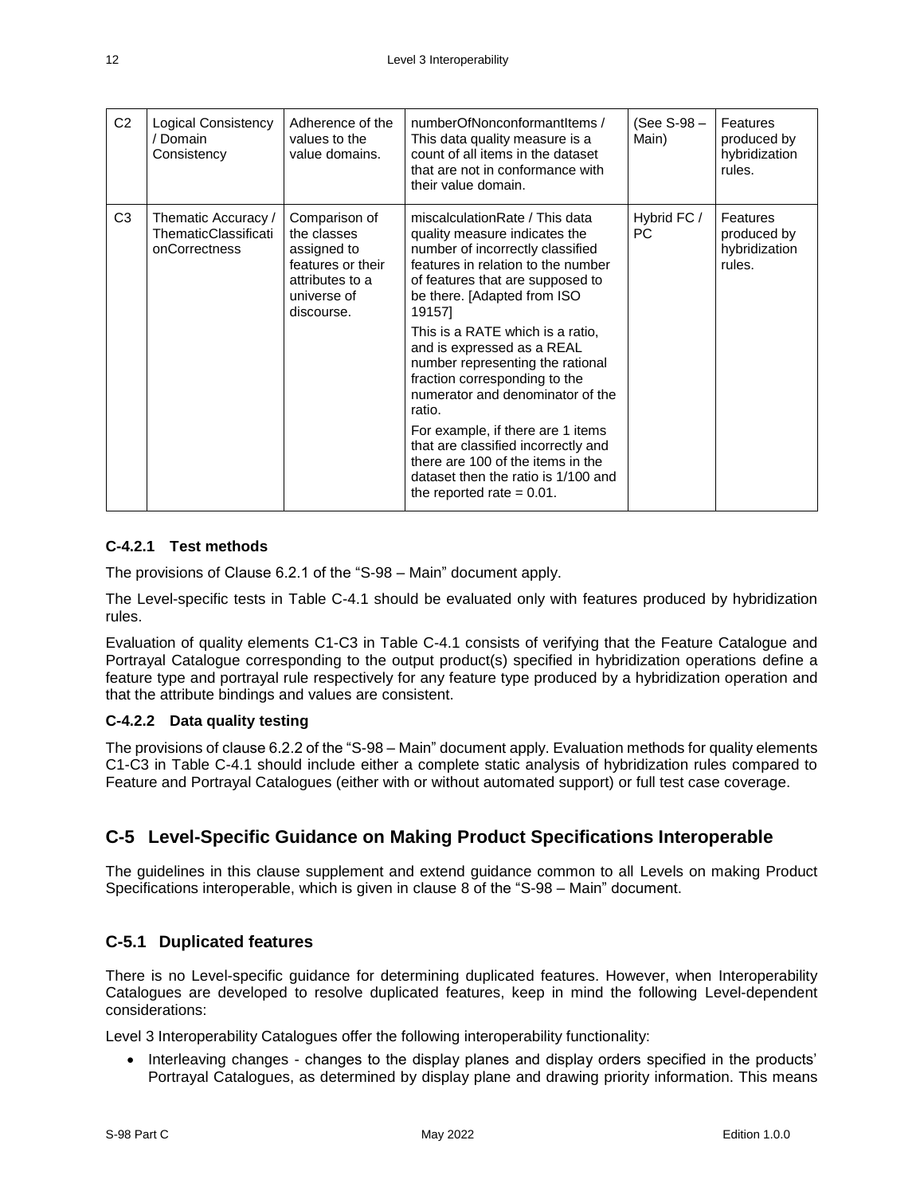| C2 | Logical Consistency / Domain Consistency | Adherence of the values to the value domains. | numberOfNonconformantItems / This data quality measure is a count of all items in the dataset that are not in conformance with their value domain. | (See S-98 – Main) | Features produced by hybridization rules. |
|---|---|---|---|---|---|
| C3 | Thematic Accuracy / ThematicClassificationCorrectness | Comparison of the classes assigned to features or their attributes to a universe of discourse. | miscalculationRate / This data quality measure indicates the number of incorrectly classified features in relation to the number of features that are supposed to be there. [Adapted from ISO 19157]<br><br>This is a RATE which is a ratio, and is expressed as a REAL number representing the rational fraction corresponding to the numerator and denominator of the ratio.<br><br>For example, if there are 1 items that are classified incorrectly and there are 100 of the items in the dataset then the ratio is 1/100 and the reported rate = 0.01. | Hybrid FC / PC | Features produced by hybridization rules. |

#### C-4.2.1 Test methods

The provisions of Clause 6.2.1 of the "S-98 – Main" document apply.

The Level-specific tests in Table C-4.1 should be evaluated only with features produced by hybridization rules.

Evaluation of quality elements C1-C3 in Table C-4.1 consists of verifying that the Feature Catalogue and Portrayal Catalogue corresponding to the output product(s) specified in hybridization operations define a feature type and portrayal rule respectively for any feature type produced by a hybridization operation and that the attribute bindings and values are consistent.

#### C-4.2.2 Data quality testing

The provisions of clause 6.2.2 of the "S-98 – Main" document apply. Evaluation methods for quality elements C1-C3 in Table C-4.1 should include either a complete static analysis of hybridization rules compared to Feature and Portrayal Catalogues (either with or without automated support) or full test case coverage.

## C-5 Level-Specific Guidance on Making Product Specifications Interoperable

The guidelines in this clause supplement and extend guidance common to all Levels on making Product Specifications interoperable, which is given in clause 8 of the "S-98 – Main" document.

### C-5.1 Duplicated features

There is no Level-specific guidance for determining duplicated features. However, when Interoperability Catalogues are developed to resolve duplicated features, keep in mind the following Level-dependent considerations:

Level 3 Interoperability Catalogues offer the following interoperability functionality:

- Interleaving changes - changes to the display planes and display orders specified in the products' Portrayal Catalogues, as determined by display plane and drawing priority information. This means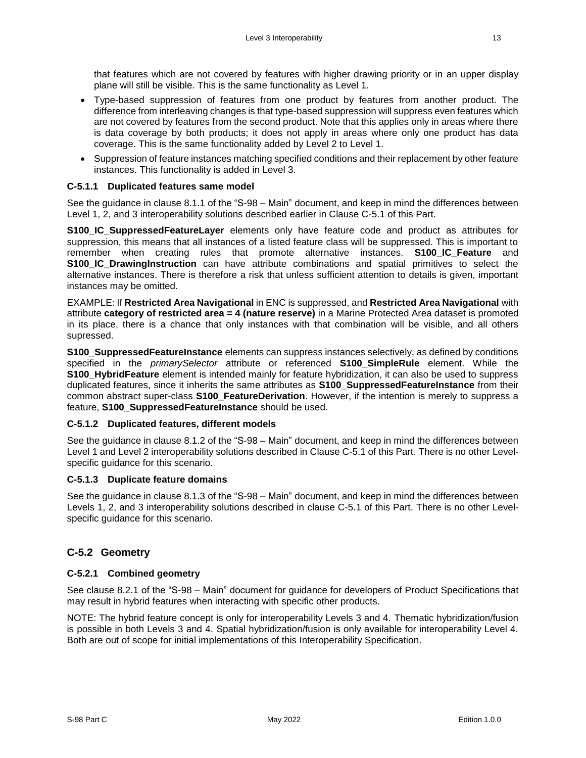that features which are not covered by features with higher drawing priority or in an upper display plane will still be visible. This is the same functionality as Level 1.

- Type-based suppression of features from one product by features from another product. The difference from interleaving changes is that type-based suppression will suppress even features which are not covered by features from the second product. Note that this applies only in areas where there is data coverage by both products; it does not apply in areas where only one product has data coverage. This is the same functionality added by Level 2 to Level 1.
- Suppression of feature instances matching specified conditions and their replacement by other feature instances. This functionality is added in Level 3.

#### C-5.1.1 Duplicated features same model

See the guidance in clause 8.1.1 of the "S-98 – Main" document, and keep in mind the differences between Level 1, 2, and 3 interoperability solutions described earlier in Clause C-5.1 of this Part.

**S100_IC_SuppressedFeatureLayer** elements only have feature code and product as attributes for suppression, this means that all instances of a listed feature class will be suppressed. This is important to remember when creating rules that promote alternative instances. **S100_IC_Feature** and **S100_IC_DrawingInstruction** can have attribute combinations and spatial primitives to select the alternative instances. There is therefore a risk that unless sufficient attention to details is given, important instances may be omitted.

EXAMPLE: If **Restricted Area Navigational** in ENC is suppressed, and **Restricted Area Navigational** with attribute **category of restricted area = 4 (nature reserve)** in a Marine Protected Area dataset is promoted in its place, there is a chance that only instances with that combination will be visible, and all others supressed.

**S100_SuppressedFeatureInstance** elements can suppress instances selectively, as defined by conditions specified in the *primarySelector* attribute or referenced **S100_SimpleRule** element. While the **S100_HybridFeature** element is intended mainly for feature hybridization, it can also be used to suppress duplicated features, since it inherits the same attributes as **S100_SuppressedFeatureInstance** from their common abstract super-class **S100_FeatureDerivation**. However, if the intention is merely to suppress a feature, **S100_SuppressedFeatureInstance** should be used.

#### C-5.1.2 Duplicated features, different models

See the guidance in clause 8.1.2 of the "S-98 – Main" document, and keep in mind the differences between Level 1 and Level 2 interoperability solutions described in Clause C-5.1 of this Part. There is no other Level-specific guidance for this scenario.

#### C-5.1.3 Duplicate feature domains

See the guidance in clause 8.1.3 of the "S-98 – Main" document, and keep in mind the differences between Levels 1, 2, and 3 interoperability solutions described in clause C-5.1 of this Part. There is no other Level-specific guidance for this scenario.

### C-5.2 Geometry

#### C-5.2.1 Combined geometry

See clause 8.2.1 of the "S-98 – Main" document for guidance for developers of Product Specifications that may result in hybrid features when interacting with specific other products.

NOTE: The hybrid feature concept is only for interoperability Levels 3 and 4. Thematic hybridization/fusion is possible in both Levels 3 and 4. Spatial hybridization/fusion is only available for interoperability Level 4. Both are out of scope for initial implementations of this Interoperability Specification.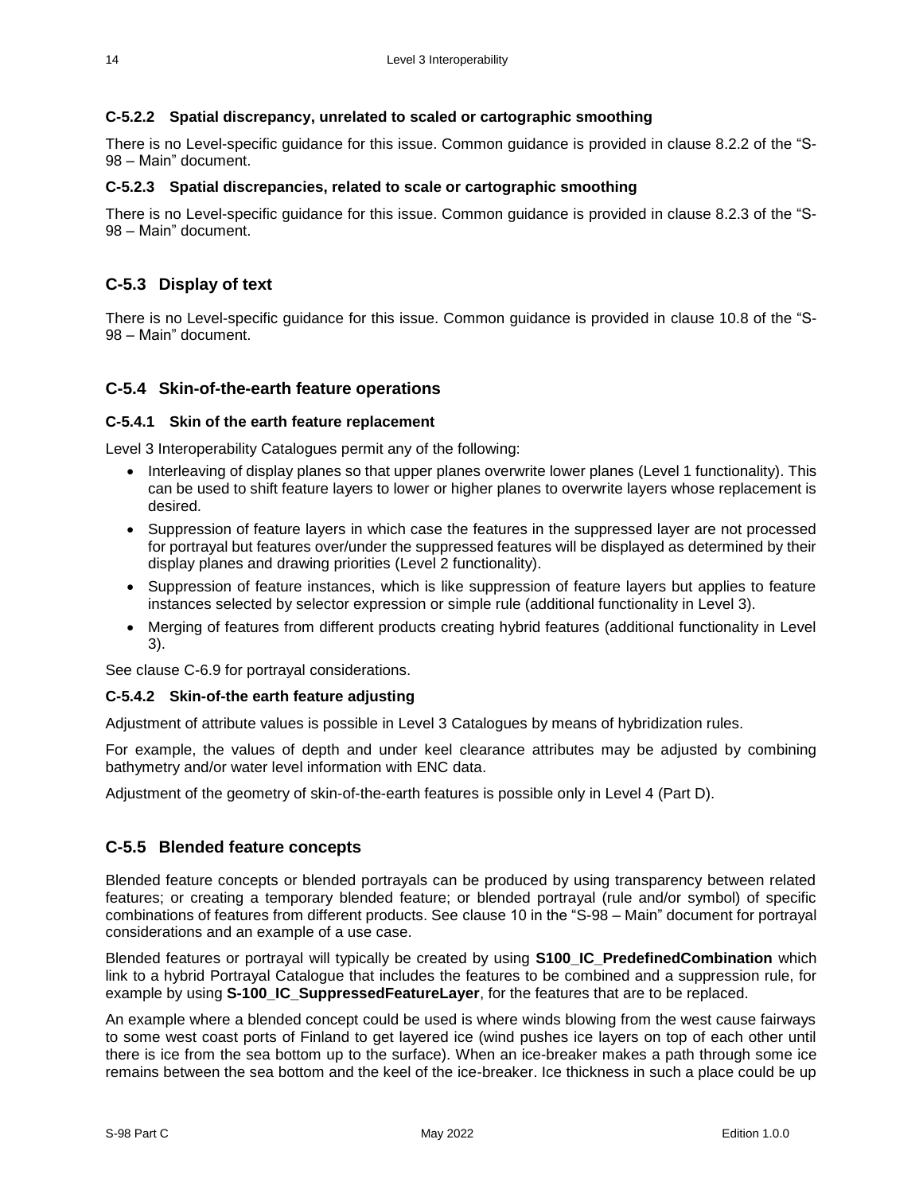#### C-5.2.2 Spatial discrepancy, unrelated to scaled or cartographic smoothing

There is no Level-specific guidance for this issue. Common guidance is provided in clause 8.2.2 of the "S-98 – Main" document.

#### C-5.2.3 Spatial discrepancies, related to scale or cartographic smoothing

There is no Level-specific guidance for this issue. Common guidance is provided in clause 8.2.3 of the "S-98 – Main" document.

### C-5.3 Display of text

There is no Level-specific guidance for this issue. Common guidance is provided in clause 10.8 of the "S-98 – Main" document.

### C-5.4 Skin-of-the-earth feature operations

#### C-5.4.1 Skin of the earth feature replacement

Level 3 Interoperability Catalogues permit any of the following:

- Interleaving of display planes so that upper planes overwrite lower planes (Level 1 functionality). This can be used to shift feature layers to lower or higher planes to overwrite layers whose replacement is desired.
- Suppression of feature layers in which case the features in the suppressed layer are not processed for portrayal but features over/under the suppressed features will be displayed as determined by their display planes and drawing priorities (Level 2 functionality).
- Suppression of feature instances, which is like suppression of feature layers but applies to feature instances selected by selector expression or simple rule (additional functionality in Level 3).
- Merging of features from different products creating hybrid features (additional functionality in Level 3).

See clause C-6.9 for portrayal considerations.

#### C-5.4.2 Skin-of-the earth feature adjusting

Adjustment of attribute values is possible in Level 3 Catalogues by means of hybridization rules.

For example, the values of depth and under keel clearance attributes may be adjusted by combining bathymetry and/or water level information with ENC data.

Adjustment of the geometry of skin-of-the-earth features is possible only in Level 4 (Part D).

### C-5.5 Blended feature concepts

Blended feature concepts or blended portrayals can be produced by using transparency between related features; or creating a temporary blended feature; or blended portrayal (rule and/or symbol) of specific combinations of features from different products. See clause 10 in the "S-98 – Main" document for portrayal considerations and an example of a use case.

Blended features or portrayal will typically be created by using **S100_IC_PredefinedCombination** which link to a hybrid Portrayal Catalogue that includes the features to be combined and a suppression rule, for example by using **S-100_IC_SuppressedFeatureLayer**, for the features that are to be replaced.

An example where a blended concept could be used is where winds blowing from the west cause fairways to some west coast ports of Finland to get layered ice (wind pushes ice layers on top of each other until there is ice from the sea bottom up to the surface). When an ice-breaker makes a path through some ice remains between the sea bottom and the keel of the ice-breaker. Ice thickness in such a place could be up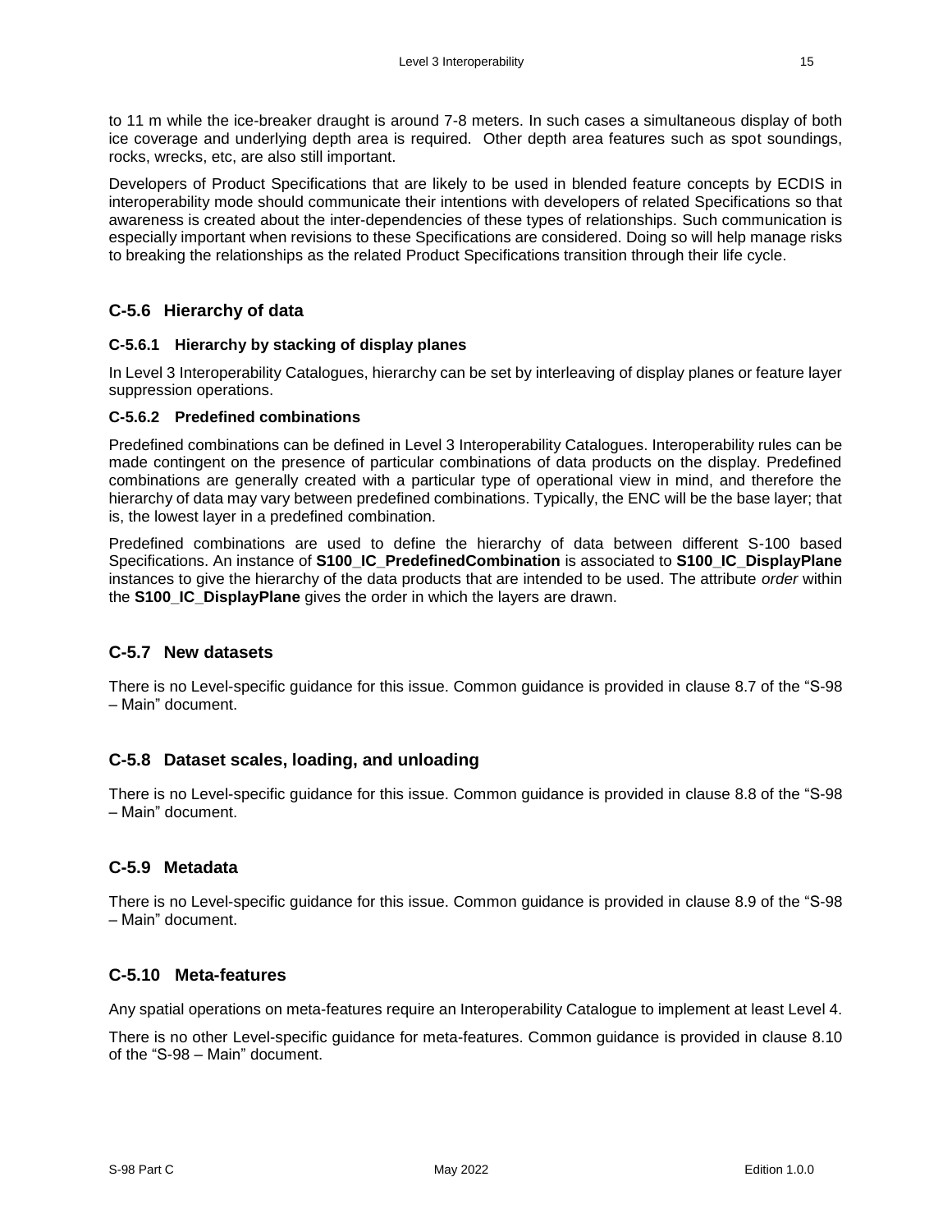to 11 m while the ice-breaker draught is around 7-8 meters. In such cases a simultaneous display of both ice coverage and underlying depth area is required. Other depth area features such as spot soundings, rocks, wrecks, etc, are also still important.

Developers of Product Specifications that are likely to be used in blended feature concepts by ECDIS in interoperability mode should communicate their intentions with developers of related Specifications so that awareness is created about the inter-dependencies of these types of relationships. Such communication is especially important when revisions to these Specifications are considered. Doing so will help manage risks to breaking the relationships as the related Product Specifications transition through their life cycle.

## C-5.6 Hierarchy of data

### C-5.6.1 Hierarchy by stacking of display planes

In Level 3 Interoperability Catalogues, hierarchy can be set by interleaving of display planes or feature layer suppression operations.

### C-5.6.2 Predefined combinations

Predefined combinations can be defined in Level 3 Interoperability Catalogues. Interoperability rules can be made contingent on the presence of particular combinations of data products on the display. Predefined combinations are generally created with a particular type of operational view in mind, and therefore the hierarchy of data may vary between predefined combinations. Typically, the ENC will be the base layer; that is, the lowest layer in a predefined combination.

Predefined combinations are used to define the hierarchy of data between different S-100 based Specifications. An instance of **S100_IC_PredefinedCombination** is associated to **S100_IC_DisplayPlane** instances to give the hierarchy of the data products that are intended to be used. The attribute *order* within the **S100_IC_DisplayPlane** gives the order in which the layers are drawn.

## C-5.7 New datasets

There is no Level-specific guidance for this issue. Common guidance is provided in clause 8.7 of the "S-98 – Main" document.

## C-5.8 Dataset scales, loading, and unloading

There is no Level-specific guidance for this issue. Common guidance is provided in clause 8.8 of the "S-98 – Main" document.

## C-5.9 Metadata

There is no Level-specific guidance for this issue. Common guidance is provided in clause 8.9 of the "S-98 – Main" document.

## C-5.10 Meta-features

Any spatial operations on meta-features require an Interoperability Catalogue to implement at least Level 4.

There is no other Level-specific guidance for meta-features. Common guidance is provided in clause 8.10 of the "S-98 – Main" document.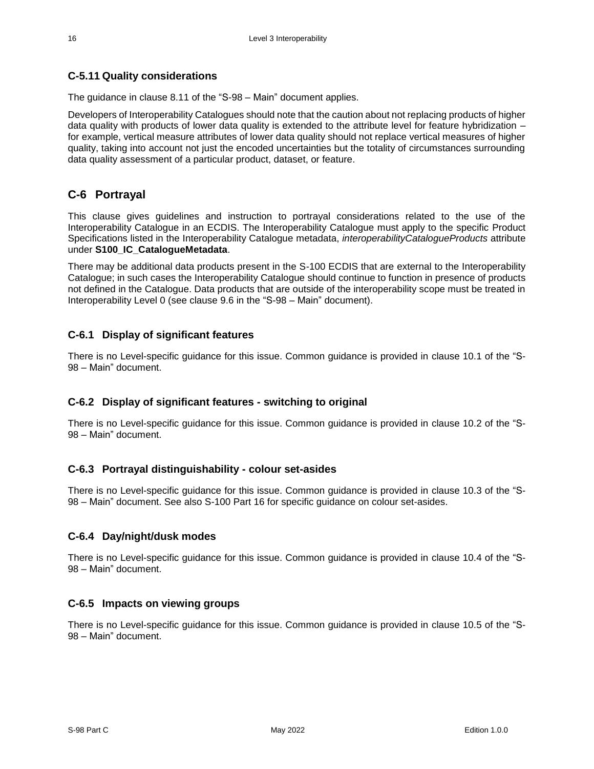### C-5.11 Quality considerations

The guidance in clause 8.11 of the "S-98 – Main" document applies.

Developers of Interoperability Catalogues should note that the caution about not replacing products of higher data quality with products of lower data quality is extended to the attribute level for feature hybridization – for example, vertical measure attributes of lower data quality should not replace vertical measures of higher quality, taking into account not just the encoded uncertainties but the totality of circumstances surrounding data quality assessment of a particular product, dataset, or feature.

## C-6 Portrayal

This clause gives guidelines and instruction to portrayal considerations related to the use of the Interoperability Catalogue in an ECDIS. The Interoperability Catalogue must apply to the specific Product Specifications listed in the Interoperability Catalogue metadata, *interoperabilityCatalogueProducts* attribute under **S100_IC_CatalogueMetadata**.

There may be additional data products present in the S-100 ECDIS that are external to the Interoperability Catalogue; in such cases the Interoperability Catalogue should continue to function in presence of products not defined in the Catalogue. Data products that are outside of the interoperability scope must be treated in Interoperability Level 0 (see clause 9.6 in the "S-98 – Main" document).

### C-6.1 Display of significant features

There is no Level-specific guidance for this issue. Common guidance is provided in clause 10.1 of the "S-98 – Main" document.

### C-6.2 Display of significant features - switching to original

There is no Level-specific guidance for this issue. Common guidance is provided in clause 10.2 of the "S-98 – Main" document.

### C-6.3 Portrayal distinguishability - colour set-asides

There is no Level-specific guidance for this issue. Common guidance is provided in clause 10.3 of the "S-98 – Main" document. See also S-100 Part 16 for specific guidance on colour set-asides.

### C-6.4 Day/night/dusk modes

There is no Level-specific guidance for this issue. Common guidance is provided in clause 10.4 of the "S-98 – Main" document.

### C-6.5 Impacts on viewing groups

There is no Level-specific guidance for this issue. Common guidance is provided in clause 10.5 of the "S-98 – Main" document.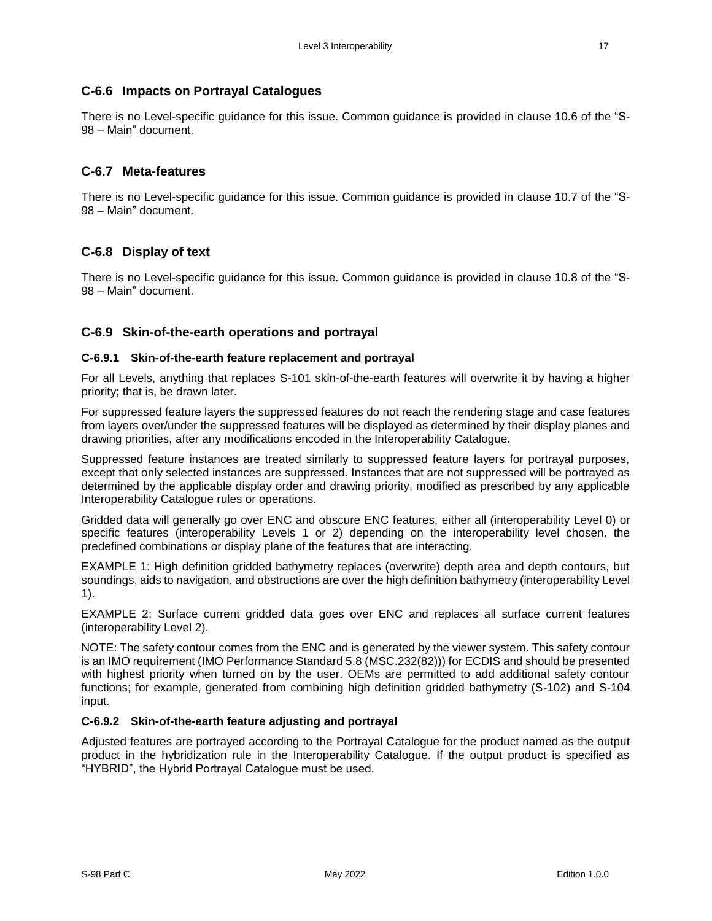## C-6.6 Impacts on Portrayal Catalogues

There is no Level-specific guidance for this issue. Common guidance is provided in clause 10.6 of the "S-98 – Main" document.

## C-6.7 Meta-features

There is no Level-specific guidance for this issue. Common guidance is provided in clause 10.7 of the "S-98 – Main" document.

## C-6.8 Display of text

There is no Level-specific guidance for this issue. Common guidance is provided in clause 10.8 of the "S-98 – Main" document.

## C-6.9 Skin-of-the-earth operations and portrayal

### C-6.9.1 Skin-of-the-earth feature replacement and portrayal

For all Levels, anything that replaces S-101 skin-of-the-earth features will overwrite it by having a higher priority; that is, be drawn later.

For suppressed feature layers the suppressed features do not reach the rendering stage and case features from layers over/under the suppressed features will be displayed as determined by their display planes and drawing priorities, after any modifications encoded in the Interoperability Catalogue.

Suppressed feature instances are treated similarly to suppressed feature layers for portrayal purposes, except that only selected instances are suppressed. Instances that are not suppressed will be portrayed as determined by the applicable display order and drawing priority, modified as prescribed by any applicable Interoperability Catalogue rules or operations.

Gridded data will generally go over ENC and obscure ENC features, either all (interoperability Level 0) or specific features (interoperability Levels 1 or 2) depending on the interoperability level chosen, the predefined combinations or display plane of the features that are interacting.

EXAMPLE 1: High definition gridded bathymetry replaces (overwrite) depth area and depth contours, but soundings, aids to navigation, and obstructions are over the high definition bathymetry (interoperability Level 1).

EXAMPLE 2: Surface current gridded data goes over ENC and replaces all surface current features (interoperability Level 2).

NOTE: The safety contour comes from the ENC and is generated by the viewer system. This safety contour is an IMO requirement (IMO Performance Standard 5.8 (MSC.232(82))) for ECDIS and should be presented with highest priority when turned on by the user. OEMs are permitted to add additional safety contour functions; for example, generated from combining high definition gridded bathymetry (S-102) and S-104 input.

### C-6.9.2 Skin-of-the-earth feature adjusting and portrayal

Adjusted features are portrayed according to the Portrayal Catalogue for the product named as the output product in the hybridization rule in the Interoperability Catalogue. If the output product is specified as "HYBRID", the Hybrid Portrayal Catalogue must be used.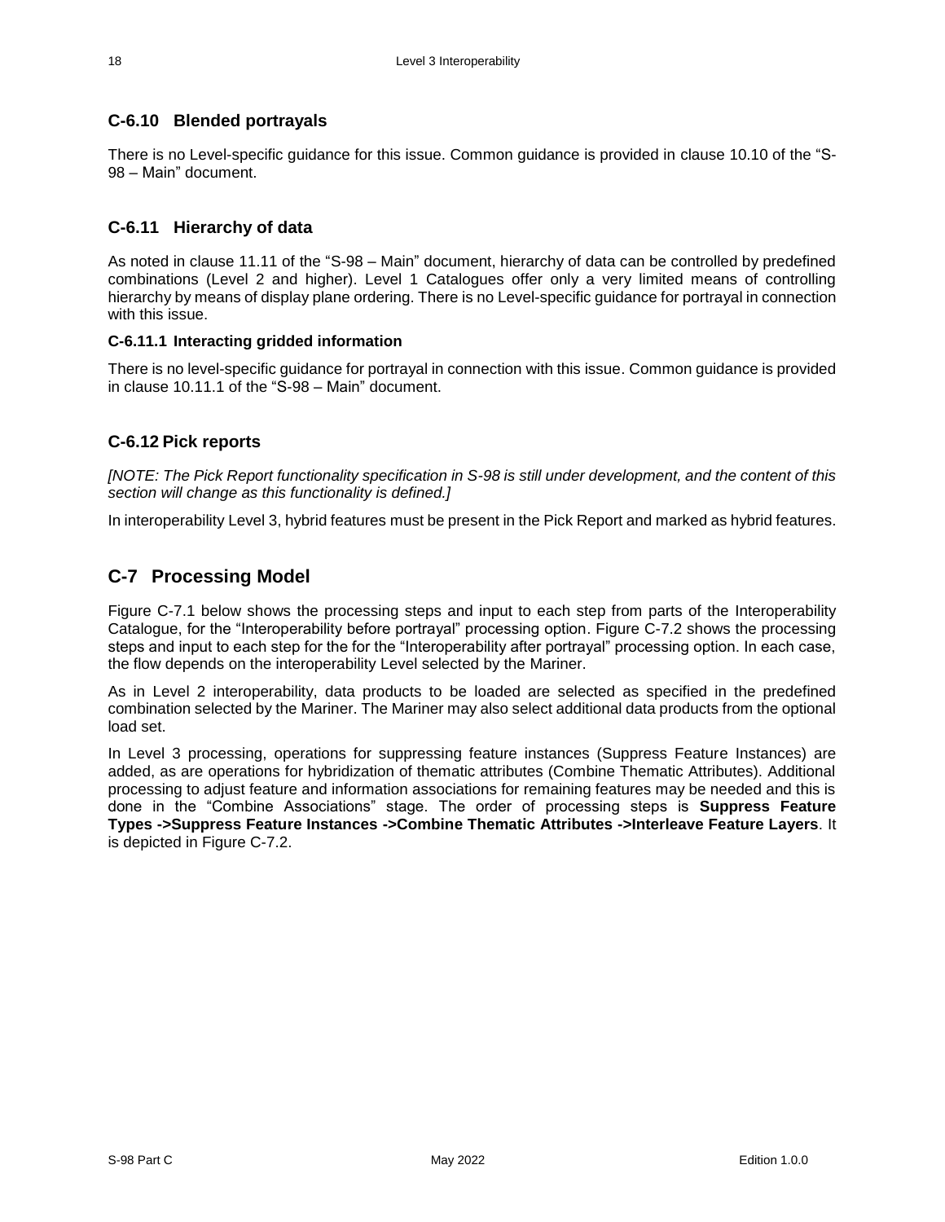## C-6.10 Blended portrayals

There is no Level-specific guidance for this issue. Common guidance is provided in clause 10.10 of the "S-98 – Main" document.

## C-6.11 Hierarchy of data

As noted in clause 11.11 of the "S-98 – Main" document, hierarchy of data can be controlled by predefined combinations (Level 2 and higher). Level 1 Catalogues offer only a very limited means of controlling hierarchy by means of display plane ordering. There is no Level-specific guidance for portrayal in connection with this issue.

### C-6.11.1 Interacting gridded information

There is no level-specific guidance for portrayal in connection with this issue. Common guidance is provided in clause 10.11.1 of the "S-98 – Main" document.

## C-6.12 Pick reports

*[NOTE: The Pick Report functionality specification in S-98 is still under development, and the content of this section will change as this functionality is defined.]*

In interoperability Level 3, hybrid features must be present in the Pick Report and marked as hybrid features.

# C-7 Processing Model

Figure C-7.1 below shows the processing steps and input to each step from parts of the Interoperability Catalogue, for the "Interoperability before portrayal" processing option. Figure C-7.2 shows the processing steps and input to each step for the for the "Interoperability after portrayal" processing option. In each case, the flow depends on the interoperability Level selected by the Mariner.

As in Level 2 interoperability, data products to be loaded are selected as specified in the predefined combination selected by the Mariner. The Mariner may also select additional data products from the optional load set.

In Level 3 processing, operations for suppressing feature instances (Suppress Feature Instances) are added, as are operations for hybridization of thematic attributes (Combine Thematic Attributes). Additional processing to adjust feature and information associations for remaining features may be needed and this is done in the "Combine Associations" stage. The order of processing steps is **Suppress Feature Types ->Suppress Feature Instances ->Combine Thematic Attributes ->Interleave Feature Layers**. It is depicted in Figure C-7.2.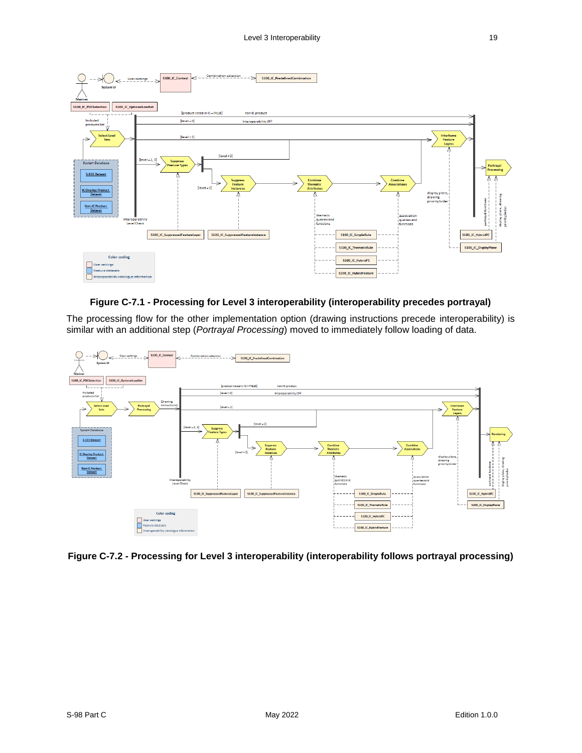**Figure C-7.1 - Processing for Level 3 interoperability (interoperability precedes portrayal)**

The processing flow for the other implementation option (drawing instructions precede interoperability) is similar with an additional step (*Portrayal Processing*) moved to immediately follow loading of data.

**Figure C-7.2 - Processing for Level 3 interoperability (interoperability follows portrayal processing)**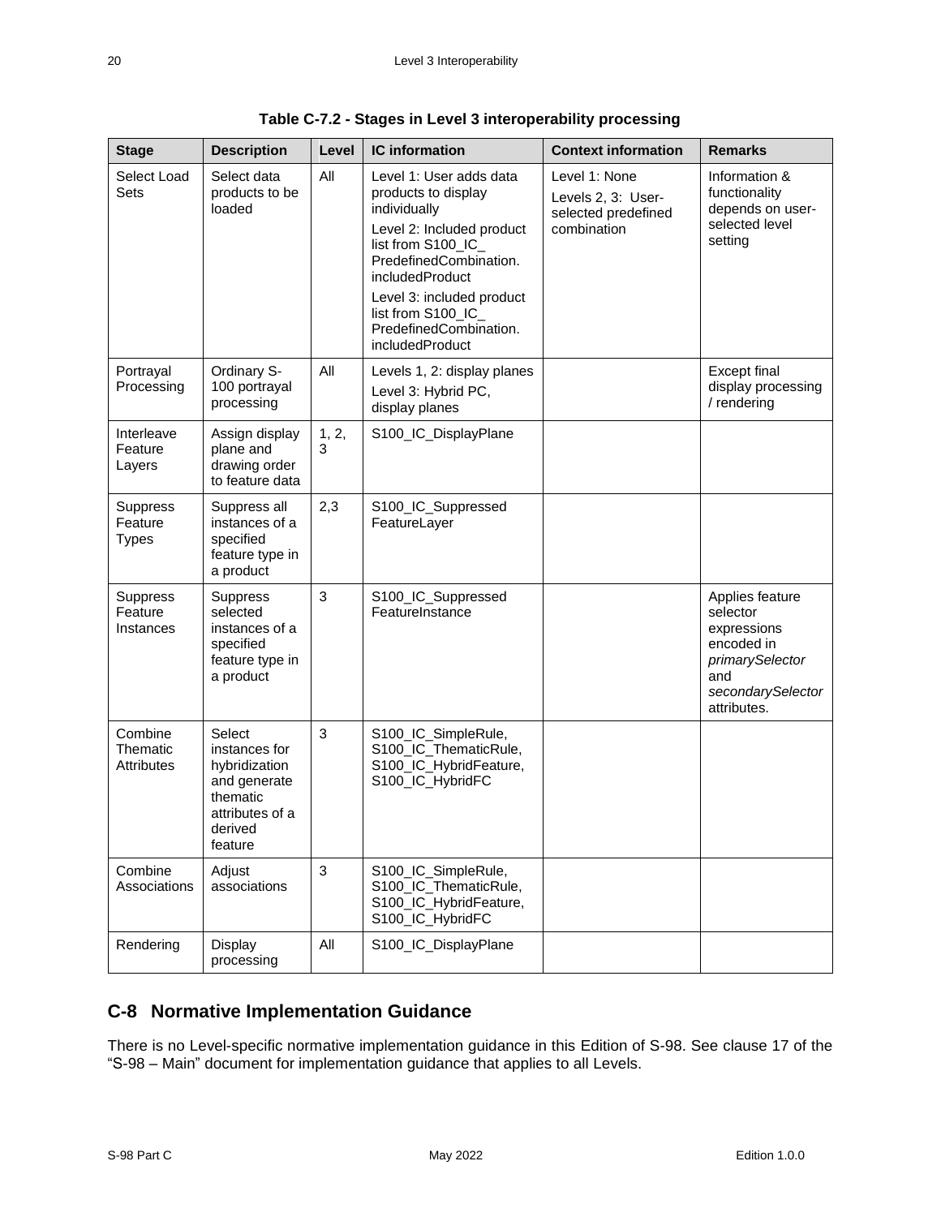**Table C-7.2 - Stages in Level 3 interoperability processing**

| Stage | Description | Level | IC information | Context information | Remarks |
|---|---|---|---|---|---|
| Select Load Sets | Select data products to be loaded | All | Level 1: User adds data products to display individually<br>Level 2: Included product list from S100_IC_ PredefinedCombination. includedProduct<br>Level 3: included product list from S100_IC_ PredefinedCombination. includedProduct | Level 1: None<br>Levels 2, 3: User-selected predefined combination | Information & functionality depends on user-selected level setting |
| Portrayal Processing | Ordinary S-100 portrayal processing | All | Levels 1, 2: display planes<br>Level 3: Hybrid PC, display planes | | Except final display processing / rendering |
| Interleave Feature Layers | Assign display plane and drawing order to feature data | 1, 2, 3 | S100_IC_DisplayPlane | | |
| Suppress Feature Types | Suppress all instances of a specified feature type in a product | 2,3 | S100_IC_Suppressed FeatureLayer | | |
| Suppress Feature Instances | Suppress selected instances of a specified feature type in a product | 3 | S100_IC_Suppressed FeatureInstance | | Applies feature selector expressions encoded in *primarySelector* and *secondarySelector* attributes. |
| Combine Thematic Attributes | Select instances for hybridization and generate thematic attributes of a derived feature | 3 | S100_IC_SimpleRule, S100_IC_ThematicRule, S100_IC_HybridFeature, S100_IC_HybridFC | | |
| Combine Associations | Adjust associations | 3 | S100_IC_SimpleRule, S100_IC_ThematicRule, S100_IC_HybridFeature, S100_IC_HybridFC | | |
| Rendering | Display processing | All | S100_IC_DisplayPlane | | |

## C-8 Normative Implementation Guidance

There is no Level-specific normative implementation guidance in this Edition of S-98. See clause 17 of the "S-98 – Main" document for implementation guidance that applies to all Levels.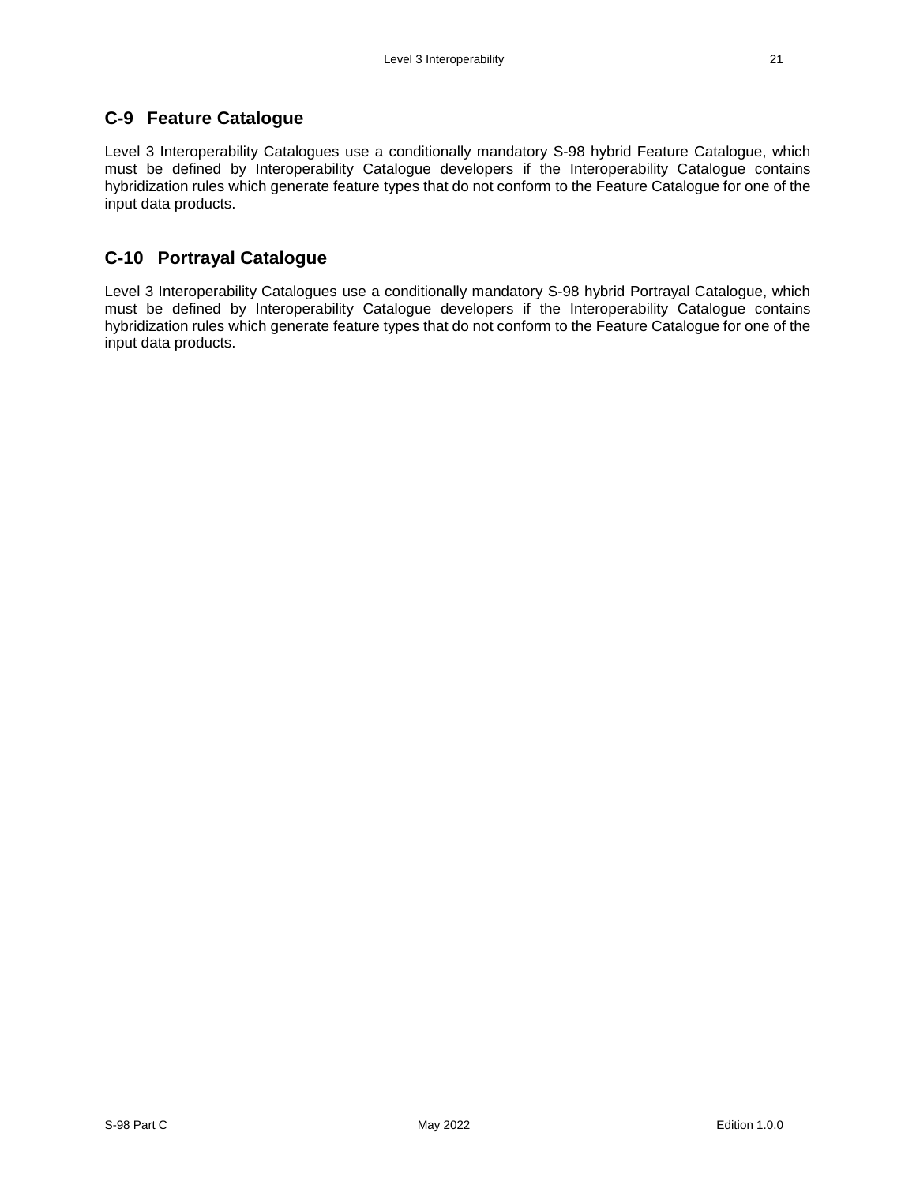## C-9 Feature Catalogue

Level 3 Interoperability Catalogues use a conditionally mandatory S-98 hybrid Feature Catalogue, which must be defined by Interoperability Catalogue developers if the Interoperability Catalogue contains hybridization rules which generate feature types that do not conform to the Feature Catalogue for one of the input data products.

## C-10 Portrayal Catalogue

Level 3 Interoperability Catalogues use a conditionally mandatory S-98 hybrid Portrayal Catalogue, which must be defined by Interoperability Catalogue developers if the Interoperability Catalogue contains hybridization rules which generate feature types that do not conform to the Feature Catalogue for one of the input data products.